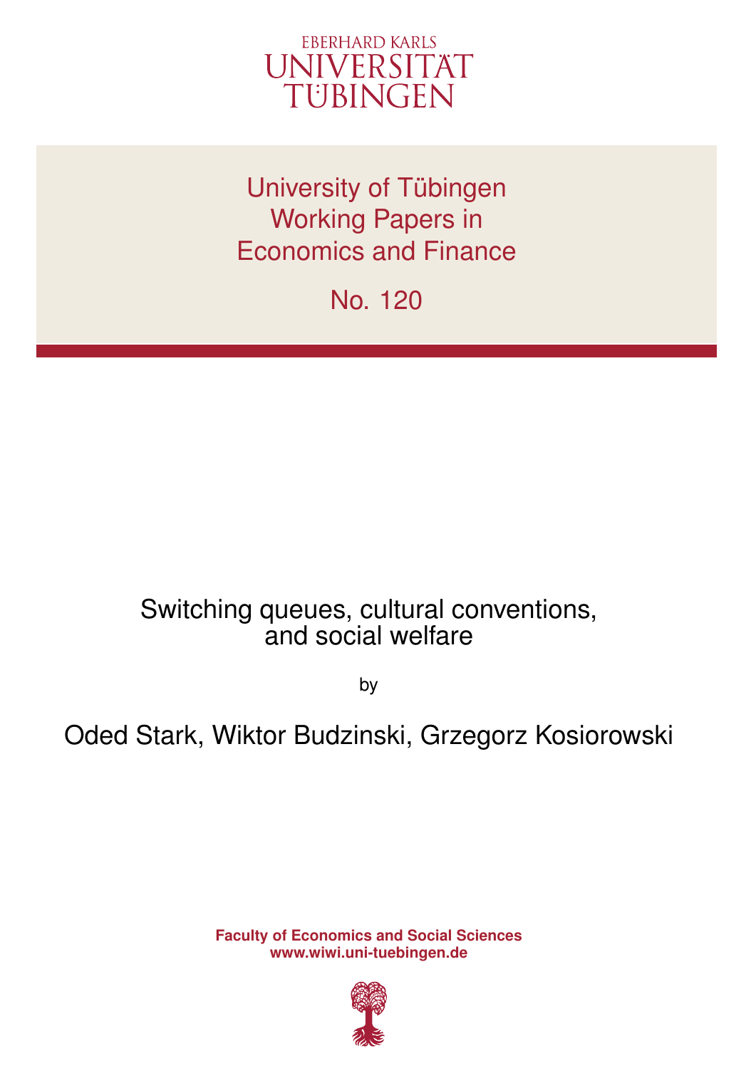EBERHARD KARLS
UNIVERSITÄT
TÜBINGEN

University of Tübingen
Working Papers in
Economics and Finance

No. 120

# Switching queues, cultural conventions, and social welfare

by

Oded Stark, Wiktor Budzinski, Grzegorz Kosiorowski

**Faculty of Economics and Social Sciences**
**www.wiwi.uni-tuebingen.de**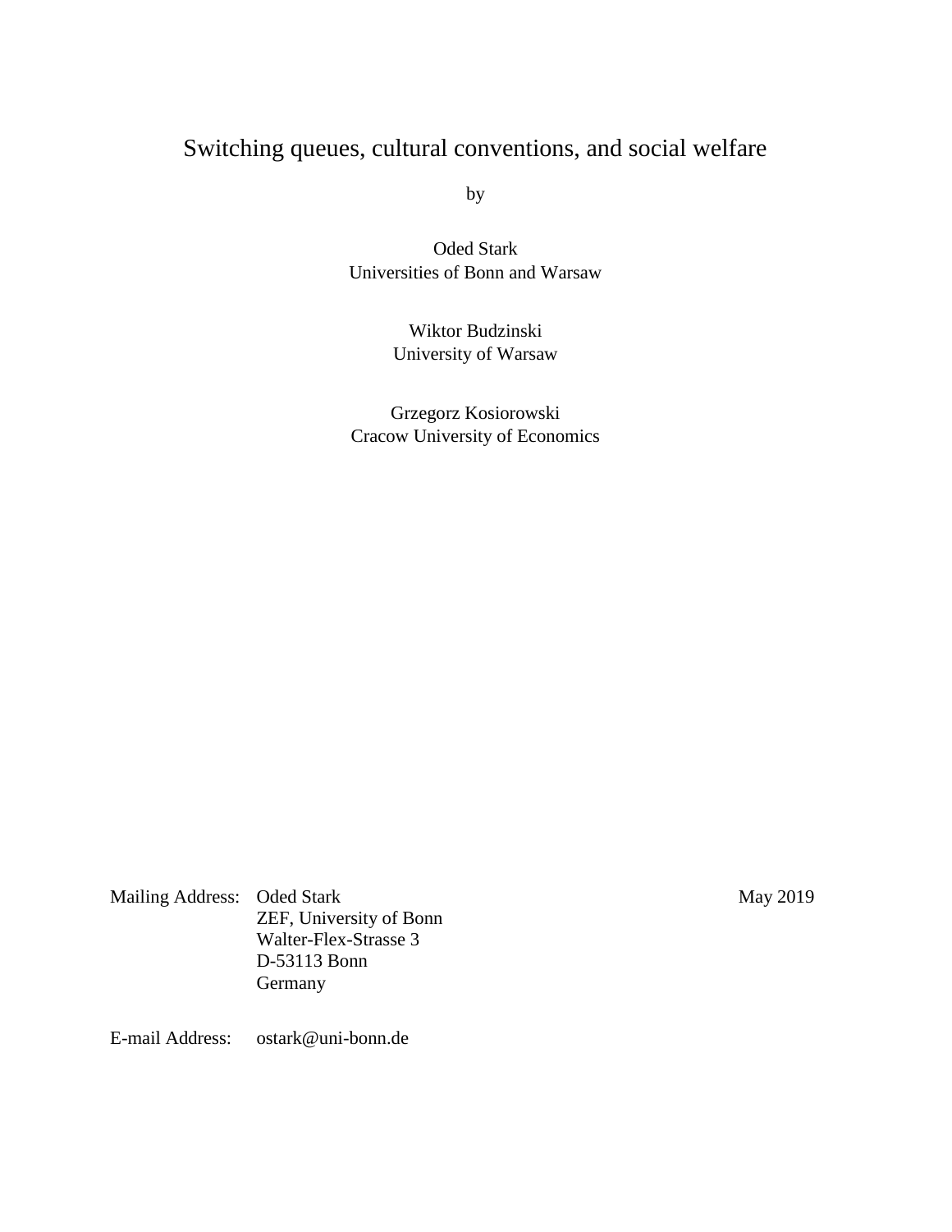# Switching queues, cultural conventions, and social welfare

by

Oded Stark
Universities of Bonn and Warsaw

Wiktor Budzinski
University of Warsaw

Grzegorz Kosiorowski
Cracow University of Economics

Mailing Address: Oded Stark
ZEF, University of Bonn
Walter-Flex-Strasse 3
D-53113 Bonn
Germany

May 2019

E-mail Address: ostark@uni-bonn.de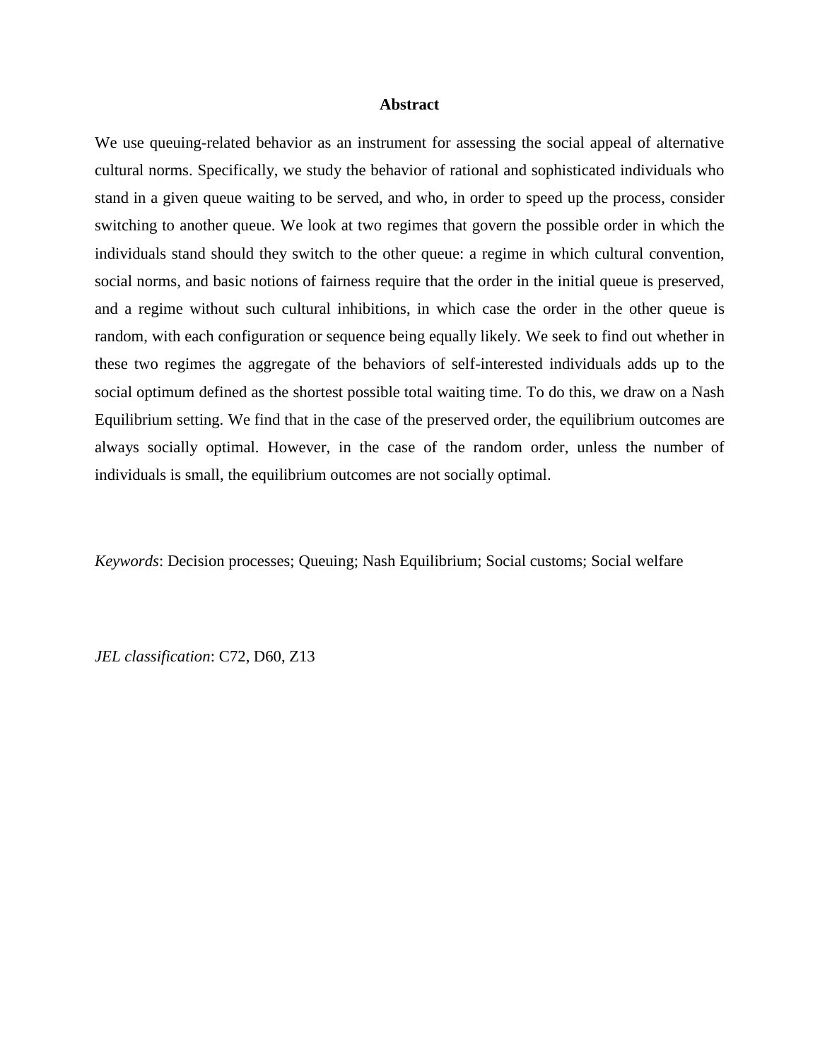## Abstract

We use queuing-related behavior as an instrument for assessing the social appeal of alternative cultural norms. Specifically, we study the behavior of rational and sophisticated individuals who stand in a given queue waiting to be served, and who, in order to speed up the process, consider switching to another queue. We look at two regimes that govern the possible order in which the individuals stand should they switch to the other queue: a regime in which cultural convention, social norms, and basic notions of fairness require that the order in the initial queue is preserved, and a regime without such cultural inhibitions, in which case the order in the other queue is random, with each configuration or sequence being equally likely. We seek to find out whether in these two regimes the aggregate of the behaviors of self-interested individuals adds up to the social optimum defined as the shortest possible total waiting time. To do this, we draw on a Nash Equilibrium setting. We find that in the case of the preserved order, the equilibrium outcomes are always socially optimal. However, in the case of the random order, unless the number of individuals is small, the equilibrium outcomes are not socially optimal.

*Keywords*: Decision processes; Queuing; Nash Equilibrium; Social customs; Social welfare

*JEL classification*: C72, D60, Z13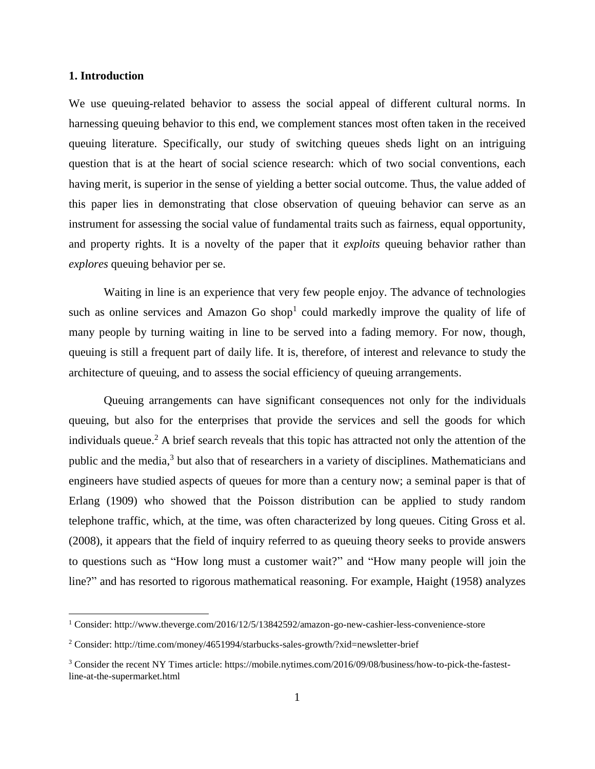## 1. Introduction

We use queuing-related behavior to assess the social appeal of different cultural norms. In harnessing queuing behavior to this end, we complement stances most often taken in the received queuing literature. Specifically, our study of switching queues sheds light on an intriguing question that is at the heart of social science research: which of two social conventions, each having merit, is superior in the sense of yielding a better social outcome. Thus, the value added of this paper lies in demonstrating that close observation of queuing behavior can serve as an instrument for assessing the social value of fundamental traits such as fairness, equal opportunity, and property rights. It is a novelty of the paper that it *exploits* queuing behavior rather than *explores* queuing behavior per se.

Waiting in line is an experience that very few people enjoy. The advance of technologies such as online services and Amazon Go shop[1] could markedly improve the quality of life of many people by turning waiting in line to be served into a fading memory. For now, though, queuing is still a frequent part of daily life. It is, therefore, of interest and relevance to study the architecture of queuing, and to assess the social efficiency of queuing arrangements.

Queuing arrangements can have significant consequences not only for the individuals queuing, but also for the enterprises that provide the services and sell the goods for which individuals queue.[2] A brief search reveals that this topic has attracted not only the attention of the public and the media,[3] but also that of researchers in a variety of disciplines. Mathematicians and engineers have studied aspects of queues for more than a century now; a seminal paper is that of Erlang (1909) who showed that the Poisson distribution can be applied to study random telephone traffic, which, at the time, was often characterized by long queues. Citing Gross et al. (2008), it appears that the field of inquiry referred to as queuing theory seeks to provide answers to questions such as "How long must a customer wait?" and "How many people will join the line?" and has resorted to rigorous mathematical reasoning. For example, Haight (1958) analyzes

---

[1] Consider: http://www.theverge.com/2016/12/5/13842592/amazon-go-new-cashier-less-convenience-store

[2] Consider: http://time.com/money/4651994/starbucks-sales-growth/?xid=newsletter-brief

[3] Consider the recent NY Times article: https://mobile.nytimes.com/2016/09/08/business/how-to-pick-the-fastest-line-at-the-supermarket.html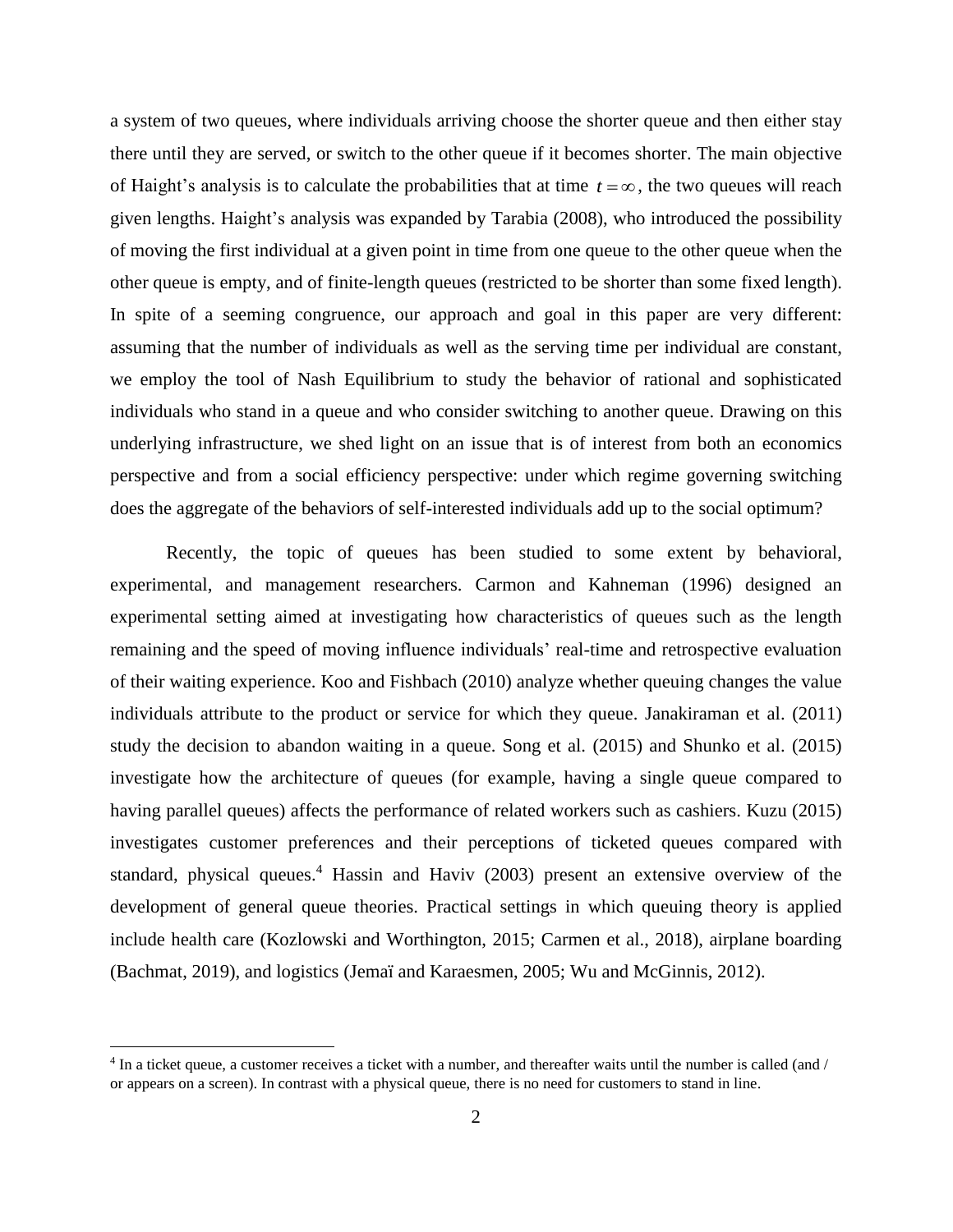a system of two queues, where individuals arriving choose the shorter queue and then either stay there until they are served, or switch to the other queue if it becomes shorter. The main objective of Haight's analysis is to calculate the probabilities that at time $t = \infty$, the two queues will reach given lengths. Haight's analysis was expanded by Tarabia (2008), who introduced the possibility of moving the first individual at a given point in time from one queue to the other queue when the other queue is empty, and of finite-length queues (restricted to be shorter than some fixed length). In spite of a seeming congruence, our approach and goal in this paper are very different: assuming that the number of individuals as well as the serving time per individual are constant, we employ the tool of Nash Equilibrium to study the behavior of rational and sophisticated individuals who stand in a queue and who consider switching to another queue. Drawing on this underlying infrastructure, we shed light on an issue that is of interest from both an economics perspective and from a social efficiency perspective: under which regime governing switching does the aggregate of the behaviors of self-interested individuals add up to the social optimum?

Recently, the topic of queues has been studied to some extent by behavioral, experimental, and management researchers. Carmon and Kahneman (1996) designed an experimental setting aimed at investigating how characteristics of queues such as the length remaining and the speed of moving influence individuals' real-time and retrospective evaluation of their waiting experience. Koo and Fishbach (2010) analyze whether queuing changes the value individuals attribute to the product or service for which they queue. Janakiraman et al. (2011) study the decision to abandon waiting in a queue. Song et al. (2015) and Shunko et al. (2015) investigate how the architecture of queues (for example, having a single queue compared to having parallel queues) affects the performance of related workers such as cashiers. Kuzu (2015) investigates customer preferences and their perceptions of ticketed queues compared with standard, physical queues.[4] Hassin and Haviv (2003) present an extensive overview of the development of general queue theories. Practical settings in which queuing theory is applied include health care (Kozlowski and Worthington, 2015; Carmen et al., 2018), airplane boarding (Bachmat, 2019), and logistics (Jemaï and Karaesmen, 2005; Wu and McGinnis, 2012).

[4] In a ticket queue, a customer receives a ticket with a number, and thereafter waits until the number is called (and / or appears on a screen). In contrast with a physical queue, there is no need for customers to stand in line.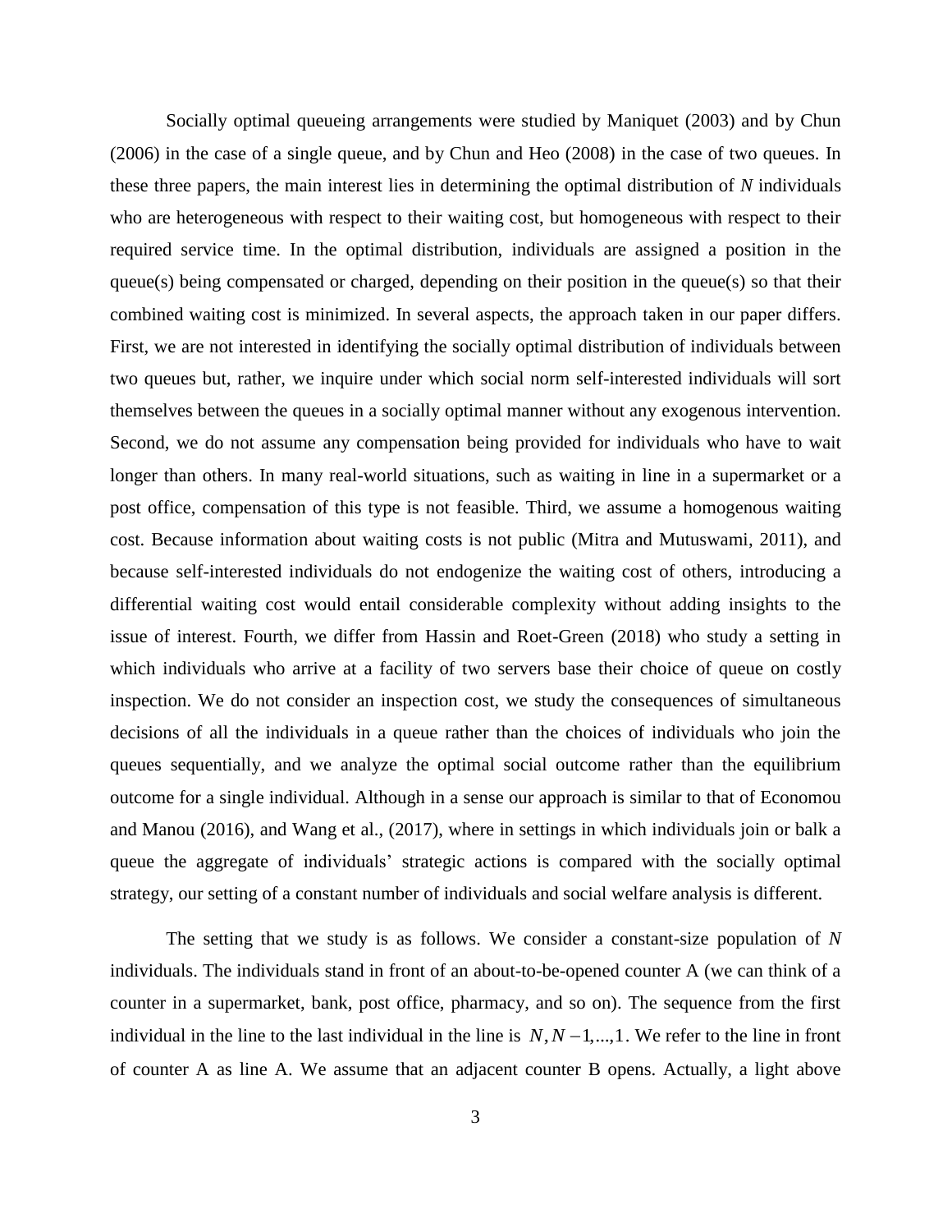Socially optimal queueing arrangements were studied by Maniquet (2003) and by Chun (2006) in the case of a single queue, and by Chun and Heo (2008) in the case of two queues. In these three papers, the main interest lies in determining the optimal distribution of $N$ individuals who are heterogeneous with respect to their waiting cost, but homogeneous with respect to their required service time. In the optimal distribution, individuals are assigned a position in the queue(s) being compensated or charged, depending on their position in the queue(s) so that their combined waiting cost is minimized. In several aspects, the approach taken in our paper differs. First, we are not interested in identifying the socially optimal distribution of individuals between two queues but, rather, we inquire under which social norm self-interested individuals will sort themselves between the queues in a socially optimal manner without any exogenous intervention. Second, we do not assume any compensation being provided for individuals who have to wait longer than others. In many real-world situations, such as waiting in line in a supermarket or a post office, compensation of this type is not feasible. Third, we assume a homogenous waiting cost. Because information about waiting costs is not public (Mitra and Mutuswami, 2011), and because self-interested individuals do not endogenize the waiting cost of others, introducing a differential waiting cost would entail considerable complexity without adding insights to the issue of interest. Fourth, we differ from Hassin and Roet-Green (2018) who study a setting in which individuals who arrive at a facility of two servers base their choice of queue on costly inspection. We do not consider an inspection cost, we study the consequences of simultaneous decisions of all the individuals in a queue rather than the choices of individuals who join the queues sequentially, and we analyze the optimal social outcome rather than the equilibrium outcome for a single individual. Although in a sense our approach is similar to that of Economou and Manou (2016), and Wang et al., (2017), where in settings in which individuals join or balk a queue the aggregate of individuals' strategic actions is compared with the socially optimal strategy, our setting of a constant number of individuals and social welfare analysis is different.

The setting that we study is as follows. We consider a constant-size population of $N$ individuals. The individuals stand in front of an about-to-be-opened counter A (we can think of a counter in a supermarket, bank, post office, pharmacy, and so on). The sequence from the first individual in the line to the last individual in the line is $N, N-1, ..., 1$. We refer to the line in front of counter A as line A. We assume that an adjacent counter B opens. Actually, a light above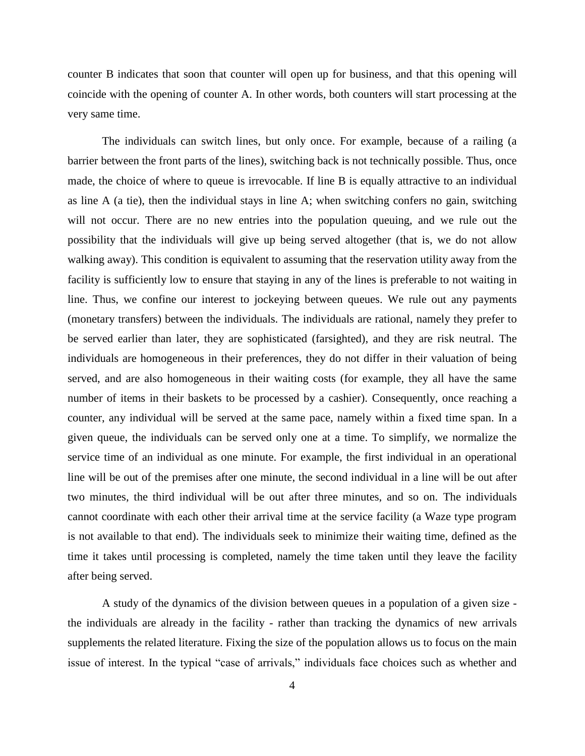counter B indicates that soon that counter will open up for business, and that this opening will coincide with the opening of counter A. In other words, both counters will start processing at the very same time.

The individuals can switch lines, but only once. For example, because of a railing (a barrier between the front parts of the lines), switching back is not technically possible. Thus, once made, the choice of where to queue is irrevocable. If line B is equally attractive to an individual as line A (a tie), then the individual stays in line A; when switching confers no gain, switching will not occur. There are no new entries into the population queuing, and we rule out the possibility that the individuals will give up being served altogether (that is, we do not allow walking away). This condition is equivalent to assuming that the reservation utility away from the facility is sufficiently low to ensure that staying in any of the lines is preferable to not waiting in line. Thus, we confine our interest to jockeying between queues. We rule out any payments (monetary transfers) between the individuals. The individuals are rational, namely they prefer to be served earlier than later, they are sophisticated (farsighted), and they are risk neutral. The individuals are homogeneous in their preferences, they do not differ in their valuation of being served, and are also homogeneous in their waiting costs (for example, they all have the same number of items in their baskets to be processed by a cashier). Consequently, once reaching a counter, any individual will be served at the same pace, namely within a fixed time span. In a given queue, the individuals can be served only one at a time. To simplify, we normalize the service time of an individual as one minute. For example, the first individual in an operational line will be out of the premises after one minute, the second individual in a line will be out after two minutes, the third individual will be out after three minutes, and so on. The individuals cannot coordinate with each other their arrival time at the service facility (a Waze type program is not available to that end). The individuals seek to minimize their waiting time, defined as the time it takes until processing is completed, namely the time taken until they leave the facility after being served.

A study of the dynamics of the division between queues in a population of a given size - the individuals are already in the facility - rather than tracking the dynamics of new arrivals supplements the related literature. Fixing the size of the population allows us to focus on the main issue of interest. In the typical "case of arrivals," individuals face choices such as whether and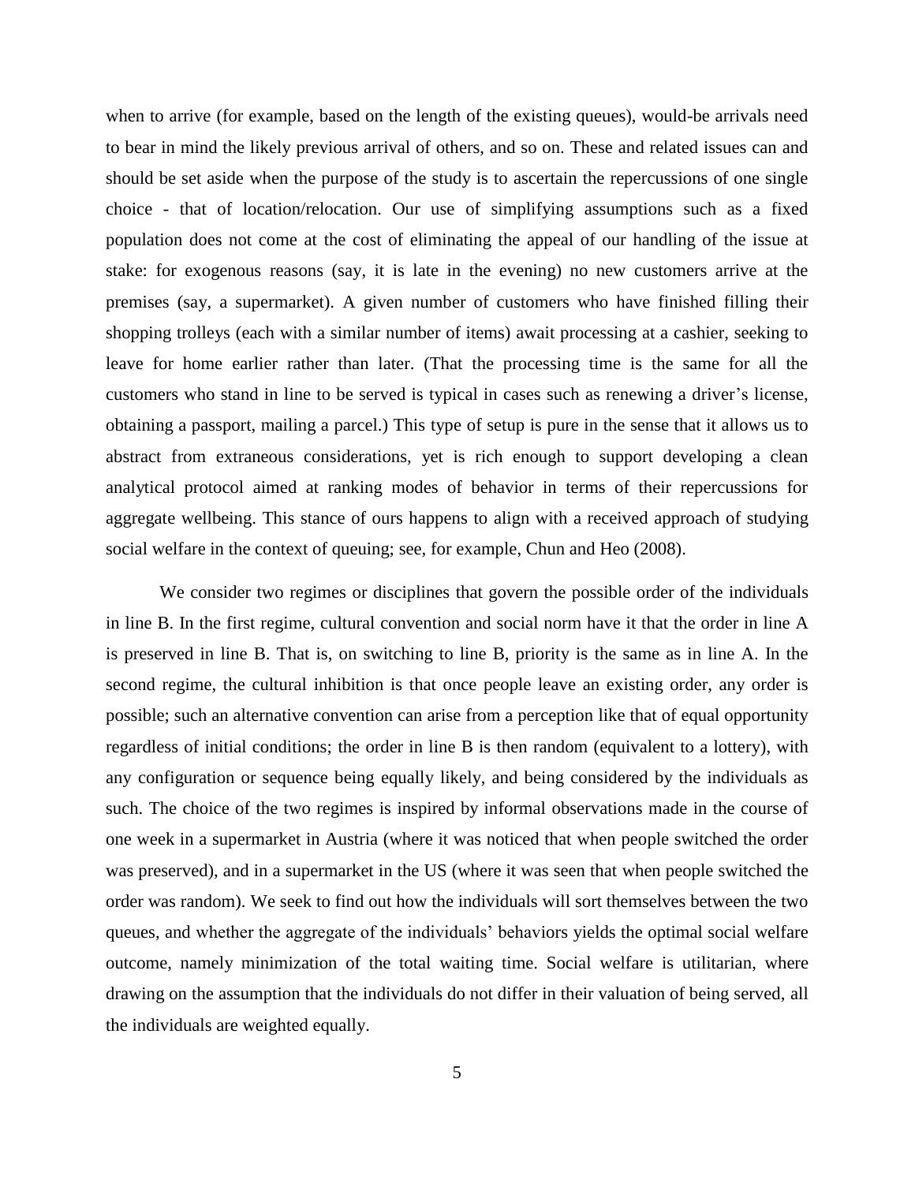when to arrive (for example, based on the length of the existing queues), would-be arrivals need to bear in mind the likely previous arrival of others, and so on. These and related issues can and should be set aside when the purpose of the study is to ascertain the repercussions of one single choice - that of location/relocation. Our use of simplifying assumptions such as a fixed population does not come at the cost of eliminating the appeal of our handling of the issue at stake: for exogenous reasons (say, it is late in the evening) no new customers arrive at the premises (say, a supermarket). A given number of customers who have finished filling their shopping trolleys (each with a similar number of items) await processing at a cashier, seeking to leave for home earlier rather than later. (That the processing time is the same for all the customers who stand in line to be served is typical in cases such as renewing a driver's license, obtaining a passport, mailing a parcel.) This type of setup is pure in the sense that it allows us to abstract from extraneous considerations, yet is rich enough to support developing a clean analytical protocol aimed at ranking modes of behavior in terms of their repercussions for aggregate wellbeing. This stance of ours happens to align with a received approach of studying social welfare in the context of queuing; see, for example, Chun and Heo (2008).

We consider two regimes or disciplines that govern the possible order of the individuals in line B. In the first regime, cultural convention and social norm have it that the order in line A is preserved in line B. That is, on switching to line B, priority is the same as in line A. In the second regime, the cultural inhibition is that once people leave an existing order, any order is possible; such an alternative convention can arise from a perception like that of equal opportunity regardless of initial conditions; the order in line B is then random (equivalent to a lottery), with any configuration or sequence being equally likely, and being considered by the individuals as such. The choice of the two regimes is inspired by informal observations made in the course of one week in a supermarket in Austria (where it was noticed that when people switched the order was preserved), and in a supermarket in the US (where it was seen that when people switched the order was random). We seek to find out how the individuals will sort themselves between the two queues, and whether the aggregate of the individuals' behaviors yields the optimal social welfare outcome, namely minimization of the total waiting time. Social welfare is utilitarian, where drawing on the assumption that the individuals do not differ in their valuation of being served, all the individuals are weighted equally.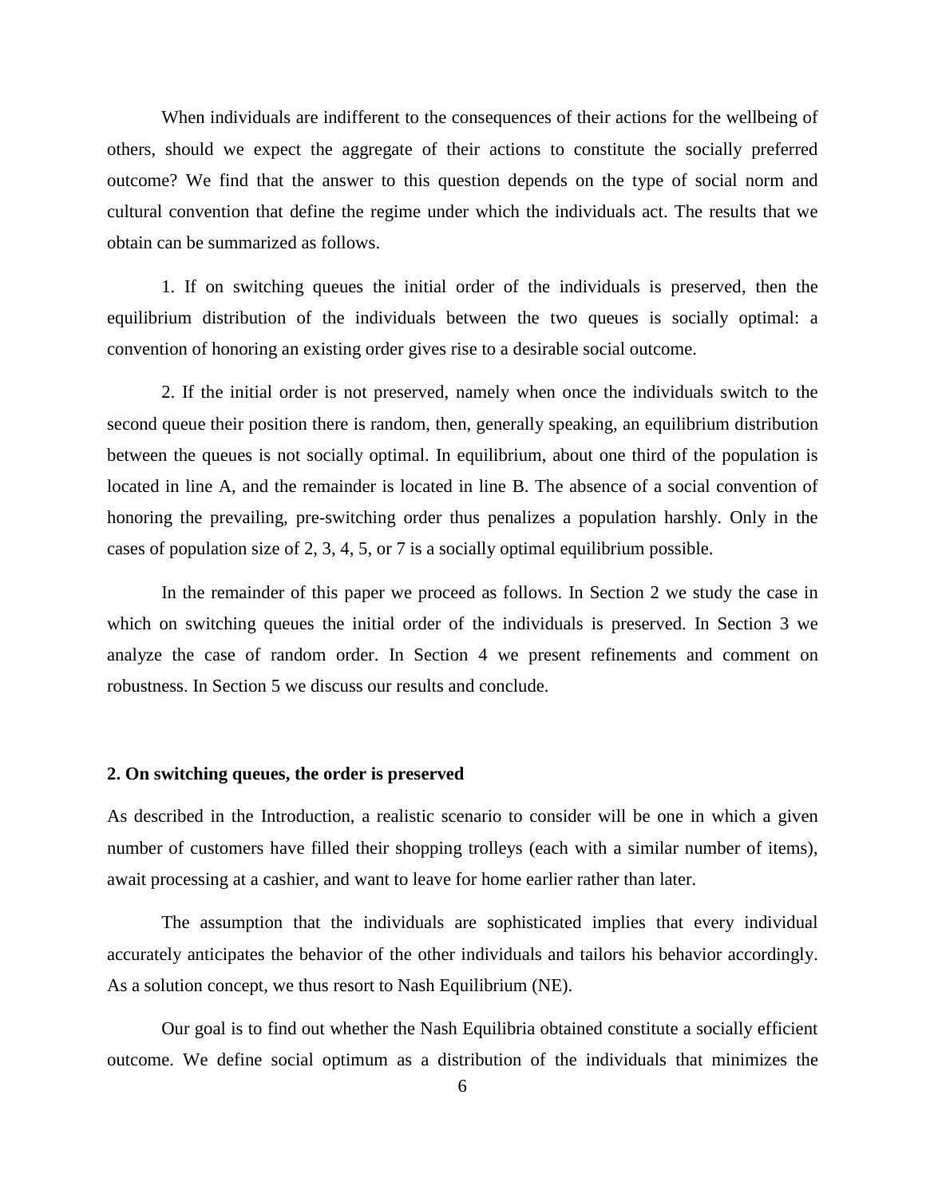When individuals are indifferent to the consequences of their actions for the wellbeing of others, should we expect the aggregate of their actions to constitute the socially preferred outcome? We find that the answer to this question depends on the type of social norm and cultural convention that define the regime under which the individuals act. The results that we obtain can be summarized as follows.

1. If on switching queues the initial order of the individuals is preserved, then the equilibrium distribution of the individuals between the two queues is socially optimal: a convention of honoring an existing order gives rise to a desirable social outcome.

2. If the initial order is not preserved, namely when once the individuals switch to the second queue their position there is random, then, generally speaking, an equilibrium distribution between the queues is not socially optimal. In equilibrium, about one third of the population is located in line A, and the remainder is located in line B. The absence of a social convention of honoring the prevailing, pre-switching order thus penalizes a population harshly. Only in the cases of population size of 2, 3, 4, 5, or 7 is a socially optimal equilibrium possible.

In the remainder of this paper we proceed as follows. In Section 2 we study the case in which on switching queues the initial order of the individuals is preserved. In Section 3 we analyze the case of random order. In Section 4 we present refinements and comment on robustness. In Section 5 we discuss our results and conclude.

## 2. On switching queues, the order is preserved

As described in the Introduction, a realistic scenario to consider will be one in which a given number of customers have filled their shopping trolleys (each with a similar number of items), await processing at a cashier, and want to leave for home earlier rather than later.

The assumption that the individuals are sophisticated implies that every individual accurately anticipates the behavior of the other individuals and tailors his behavior accordingly. As a solution concept, we thus resort to Nash Equilibrium (NE).

Our goal is to find out whether the Nash Equilibria obtained constitute a socially efficient outcome. We define social optimum as a distribution of the individuals that minimizes the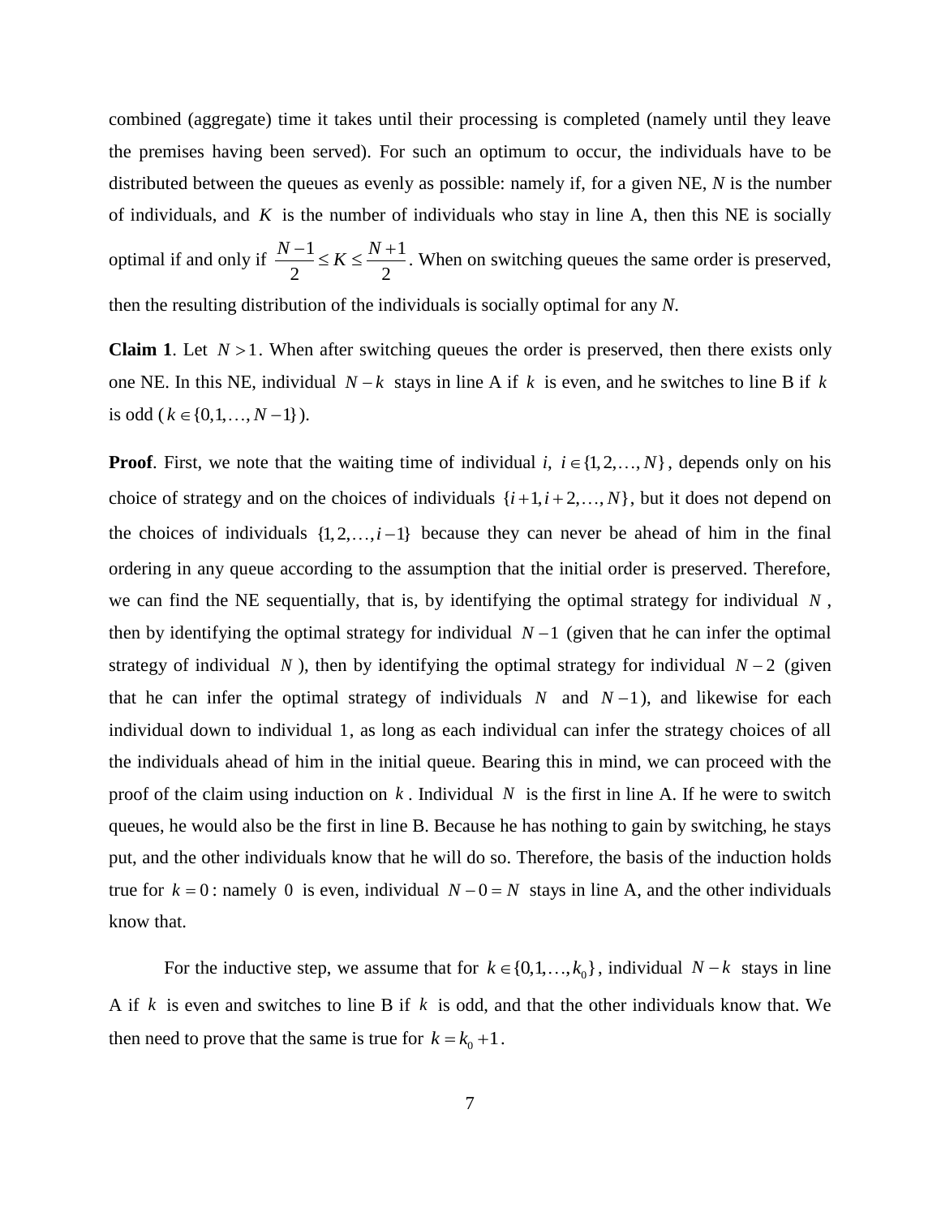combined (aggregate) time it takes until their processing is completed (namely until they leave the premises having been served). For such an optimum to occur, the individuals have to be distributed between the queues as evenly as possible: namely if, for a given NE, *N* is the number of individuals, and $K$ is the number of individuals who stay in line A, then this NE is socially optimal if and only if $\frac{N-1}{2} \le K \le \frac{N+1}{2}$. When on switching queues the same order is preserved, then the resulting distribution of the individuals is socially optimal for any *N*.

**Claim 1**. Let $N > 1$. When after switching queues the order is preserved, then there exists only one NE. In this NE, individual $N-k$ stays in line A if $k$ is even, and he switches to line B if $k$ is odd ($k \in \{0,1,\ldots,N-1\}$).

**Proof**. First, we note that the waiting time of individual *i*, $i \in \{1,2,\ldots,N\}$, depends only on his choice of strategy and on the choices of individuals $\{i+1, i+2,\ldots,N\}$, but it does not depend on the choices of individuals $\{1,2,\ldots,i-1\}$ because they can never be ahead of him in the final ordering in any queue according to the assumption that the initial order is preserved. Therefore, we can find the NE sequentially, that is, by identifying the optimal strategy for individual $N$, then by identifying the optimal strategy for individual $N-1$ (given that he can infer the optimal strategy of individual $N$), then by identifying the optimal strategy for individual $N-2$ (given that he can infer the optimal strategy of individuals $N$ and $N-1$), and likewise for each individual down to individual 1, as long as each individual can infer the strategy choices of all the individuals ahead of him in the initial queue. Bearing this in mind, we can proceed with the proof of the claim using induction on $k$. Individual $N$ is the first in line A. If he were to switch queues, he would also be the first in line B. Because he has nothing to gain by switching, he stays put, and the other individuals know that he will do so. Therefore, the basis of the induction holds true for $k=0$: namely 0 is even, individual $N-0=N$ stays in line A, and the other individuals know that.

For the inductive step, we assume that for $k \in \{0,1,\ldots,k_0\}$, individual $N-k$ stays in line A if $k$ is even and switches to line B if $k$ is odd, and that the other individuals know that. We then need to prove that the same is true for $k = k_0 + 1$.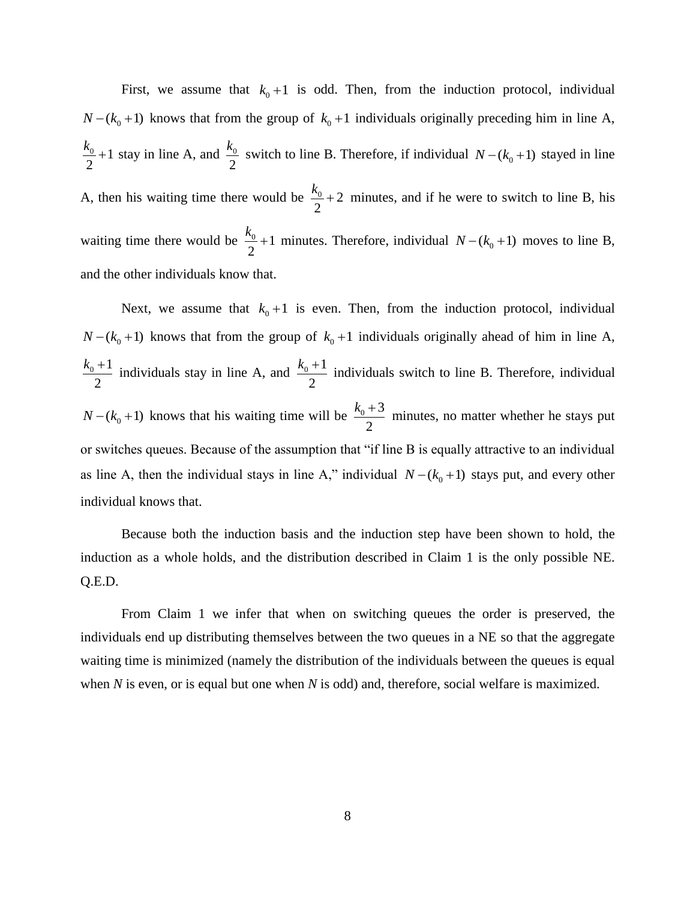First, we assume that $k_0 + 1$ is odd. Then, from the induction protocol, individual $N - (k_0 + 1)$ knows that from the group of $k_0 + 1$ individuals originally preceding him in line A, $\frac{k_0}{2} + 1$ stay in line A, and $\frac{k_0}{2}$ switch to line B. Therefore, if individual $N - (k_0 + 1)$ stayed in line A, then his waiting time there would be $\frac{k_0}{2} + 2$ minutes, and if he were to switch to line B, his waiting time there would be $\frac{k_0}{2} + 1$ minutes. Therefore, individual $N - (k_0 + 1)$ moves to line B, and the other individuals know that.

Next, we assume that $k_0 + 1$ is even. Then, from the induction protocol, individual $N - (k_0 + 1)$ knows that from the group of $k_0 + 1$ individuals originally ahead of him in line A, $\frac{k_0 + 1}{2}$ individuals stay in line A, and $\frac{k_0 + 1}{2}$ individuals switch to line B. Therefore, individual $N - (k_0 + 1)$ knows that his waiting time will be $\frac{k_0 + 3}{2}$ minutes, no matter whether he stays put or switches queues. Because of the assumption that "if line B is equally attractive to an individual as line A, then the individual stays in line A," individual $N - (k_0 + 1)$ stays put, and every other individual knows that.

Because both the induction basis and the induction step have been shown to hold, the induction as a whole holds, and the distribution described in Claim 1 is the only possible NE. Q.E.D.

From Claim 1 we infer that when on switching queues the order is preserved, the individuals end up distributing themselves between the two queues in a NE so that the aggregate waiting time is minimized (namely the distribution of the individuals between the queues is equal when *N* is even, or is equal but one when *N* is odd) and, therefore, social welfare is maximized.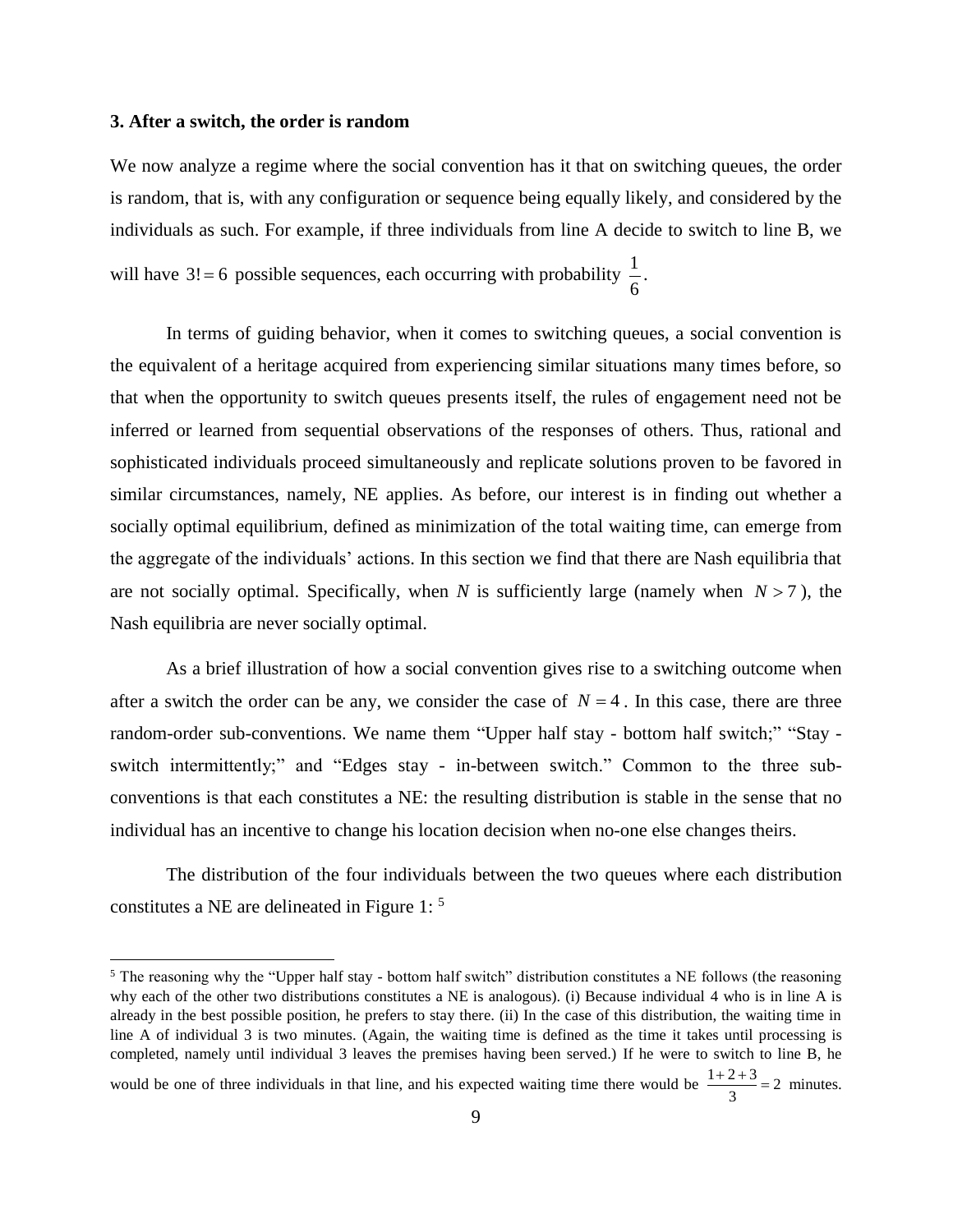### 3. After a switch, the order is random

We now analyze a regime where the social convention has it that on switching queues, the order is random, that is, with any configuration or sequence being equally likely, and considered by the individuals as such. For example, if three individuals from line A decide to switch to line B, we will have $3! = 6$ possible sequences, each occurring with probability $\frac{1}{6}$.

In terms of guiding behavior, when it comes to switching queues, a social convention is the equivalent of a heritage acquired from experiencing similar situations many times before, so that when the opportunity to switch queues presents itself, the rules of engagement need not be inferred or learned from sequential observations of the responses of others. Thus, rational and sophisticated individuals proceed simultaneously and replicate solutions proven to be favored in similar circumstances, namely, NE applies. As before, our interest is in finding out whether a socially optimal equilibrium, defined as minimization of the total waiting time, can emerge from the aggregate of the individuals' actions. In this section we find that there are Nash equilibria that are not socially optimal. Specifically, when $N$ is sufficiently large (namely when $N > 7$), the Nash equilibria are never socially optimal.

As a brief illustration of how a social convention gives rise to a switching outcome when after a switch the order can be any, we consider the case of $N = 4$. In this case, there are three random-order sub-conventions. We name them "Upper half stay - bottom half switch;" "Stay - switch intermittently;" and "Edges stay - in-between switch." Common to the three sub-conventions is that each constitutes a NE: the resulting distribution is stable in the sense that no individual has an incentive to change his location decision when no-one else changes theirs.

The distribution of the four individuals between the two queues where each distribution constitutes a NE are delineated in Figure 1: [5]

[5] The reasoning why the "Upper half stay - bottom half switch" distribution constitutes a NE follows (the reasoning why each of the other two distributions constitutes a NE is analogous). (i) Because individual 4 who is in line A is already in the best possible position, he prefers to stay there. (ii) In the case of this distribution, the waiting time in line A of individual 3 is two minutes. (Again, the waiting time is defined as the time it takes until processing is completed, namely until individual 3 leaves the premises having been served.) If he were to switch to line B, he would be one of three individuals in that line, and his expected waiting time there would be $\frac{1+2+3}{3} = 2$ minutes.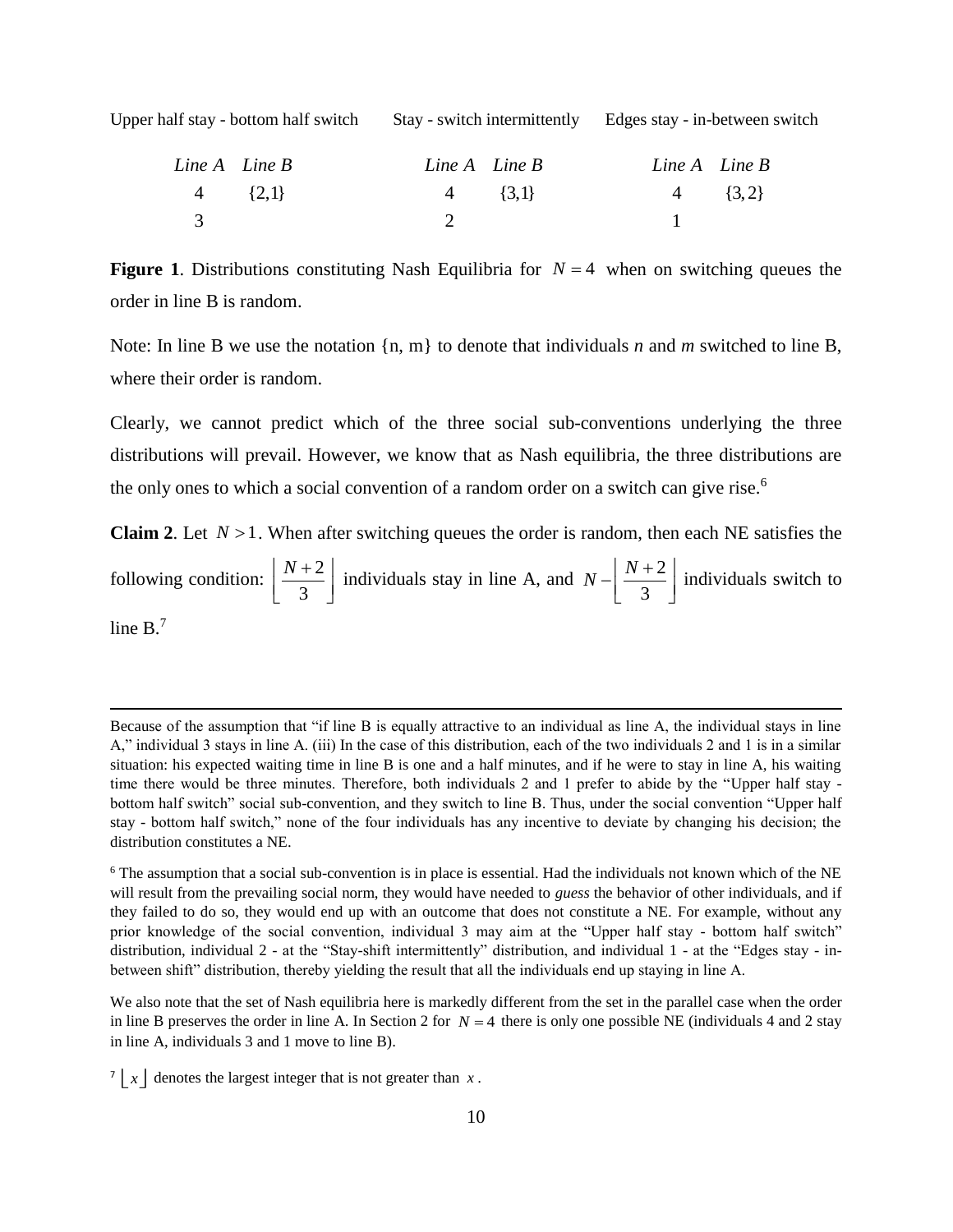| Upper half stay - bottom half switch | | Stay - switch intermittently | | Edges stay - in-between switch | |
|---|---|---|---|---|---|
| *Line A* | *Line B* | *Line A* | *Line B* | *Line A* | *Line B* |
| 4 | {2,1} | 4 | {3,1} | 4 | {3, 2} |
| 3 | | 2 | | 1 | |

**Figure 1**. Distributions constituting Nash Equilibria for $N = 4$ when on switching queues the order in line B is random.

Note: In line B we use the notation {n, m} to denote that individuals *n* and *m* switched to line B, where their order is random.

Clearly, we cannot predict which of the three social sub-conventions underlying the three distributions will prevail. However, we know that as Nash equilibria, the three distributions are the only ones to which a social convention of a random order on a switch can give rise.[6]

**Claim 2**. Let $N > 1$. When after switching queues the order is random, then each NE satisfies the following condition: $\left\lfloor \frac{N+2}{3} \right\rfloor$ individuals stay in line A, and $N - \left\lfloor \frac{N+2}{3} \right\rfloor$ individuals switch to line B.[7]

---

Because of the assumption that "if line B is equally attractive to an individual as line A, the individual stays in line A," individual 3 stays in line A. (iii) In the case of this distribution, each of the two individuals 2 and 1 is in a similar situation: his expected waiting time in line B is one and a half minutes, and if he were to stay in line A, his waiting time there would be three minutes. Therefore, both individuals 2 and 1 prefer to abide by the "Upper half stay - bottom half switch" social sub-convention, and they switch to line B. Thus, under the social convention "Upper half stay - bottom half switch," none of the four individuals has any incentive to deviate by changing his decision; the distribution constitutes a NE.

[6] The assumption that a social sub-convention is in place is essential. Had the individuals not known which of the NE will result from the prevailing social norm, they would have needed to *guess* the behavior of other individuals, and if they failed to do so, they would end up with an outcome that does not constitute a NE. For example, without any prior knowledge of the social convention, individual 3 may aim at the "Upper half stay - bottom half switch" distribution, individual 2 - at the "Stay-shift intermittently" distribution, and individual 1 - at the "Edges stay - in-between shift" distribution, thereby yielding the result that all the individuals end up staying in line A.

We also note that the set of Nash equilibria here is markedly different from the set in the parallel case when the order in line B preserves the order in line A. In Section 2 for $N = 4$ there is only one possible NE (individuals 4 and 2 stay in line A, individuals 3 and 1 move to line B).

[7] $\lfloor x \rfloor$ denotes the largest integer that is not greater than $x$.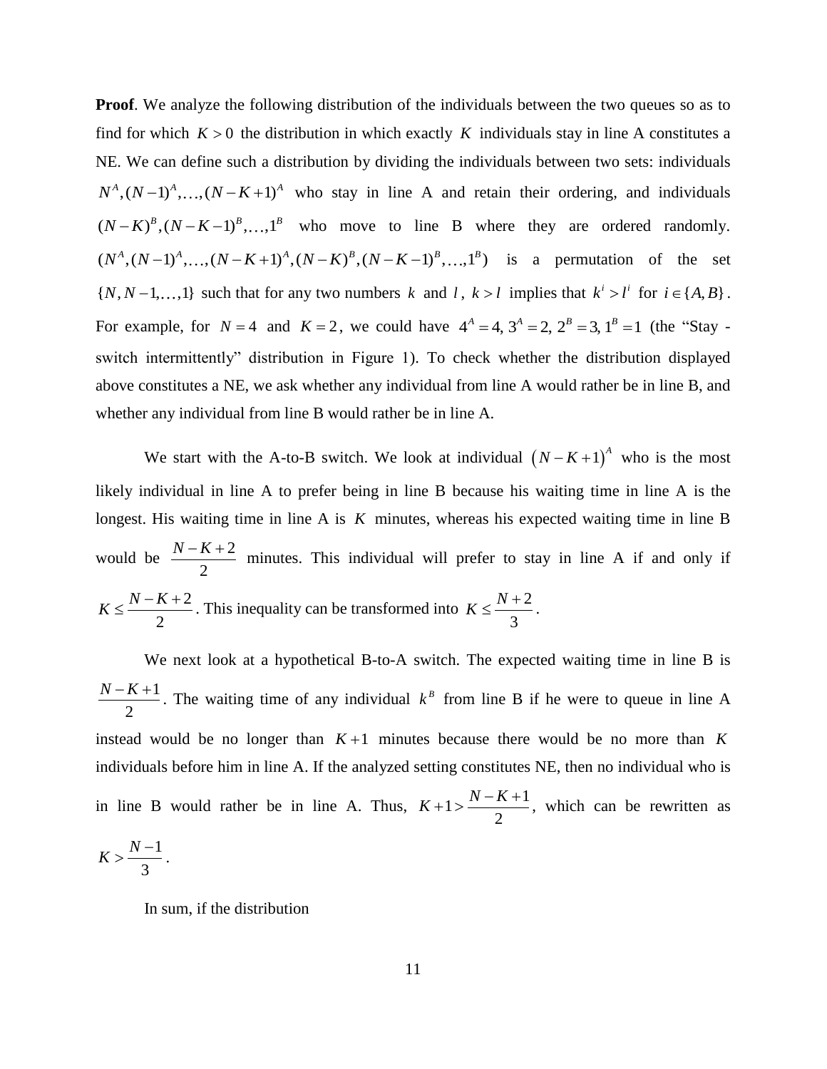**Proof**. We analyze the following distribution of the individuals between the two queues so as to find for which $K > 0$ the distribution in which exactly $K$ individuals stay in line A constitutes a NE. We can define such a distribution by dividing the individuals between two sets: individuals $N^A, (N-1)^A, \ldots, (N-K+1)^A$ who stay in line A and retain their ordering, and individuals $(N-K)^B, (N-K-1)^B, \ldots, 1^B$ who move to line B where they are ordered randomly. $(N^A, (N-1)^A, \ldots, (N-K+1)^A, (N-K)^B, (N-K-1)^B, \ldots, 1^B)$ is a permutation of the set $\{N, N-1, \ldots, 1\}$ such that for any two numbers $k$ and $l$, $k > l$ implies that $k^i > l^i$ for $i \in \{A, B\}$. For example, for $N = 4$ and $K = 2$, we could have $4^A = 4, 3^A = 2, 2^B = 3, 1^B = 1$ (the "Stay - switch intermittently" distribution in Figure 1). To check whether the distribution displayed above constitutes a NE, we ask whether any individual from line A would rather be in line B, and whether any individual from line B would rather be in line A.

We start with the A-to-B switch. We look at individual $(N-K+1)^A$ who is the most likely individual in line A to prefer being in line B because his waiting time in line A is the longest. His waiting time in line A is $K$ minutes, whereas his expected waiting time in line B would be $\frac{N-K+2}{2}$ minutes. This individual will prefer to stay in line A if and only if $K \leq \frac{N-K+2}{2}$. This inequality can be transformed into $K \leq \frac{N+2}{3}$.

We next look at a hypothetical B-to-A switch. The expected waiting time in line B is $\frac{N-K+1}{2}$. The waiting time of any individual $k^B$ from line B if he were to queue in line A instead would be no longer than $K+1$ minutes because there would be no more than $K$ individuals before him in line A. If the analyzed setting constitutes NE, then no individual who is in line B would rather be in line A. Thus, $K+1 > \frac{N-K+1}{2}$, which can be rewritten as $K > \frac{N-1}{3}$.

In sum, if the distribution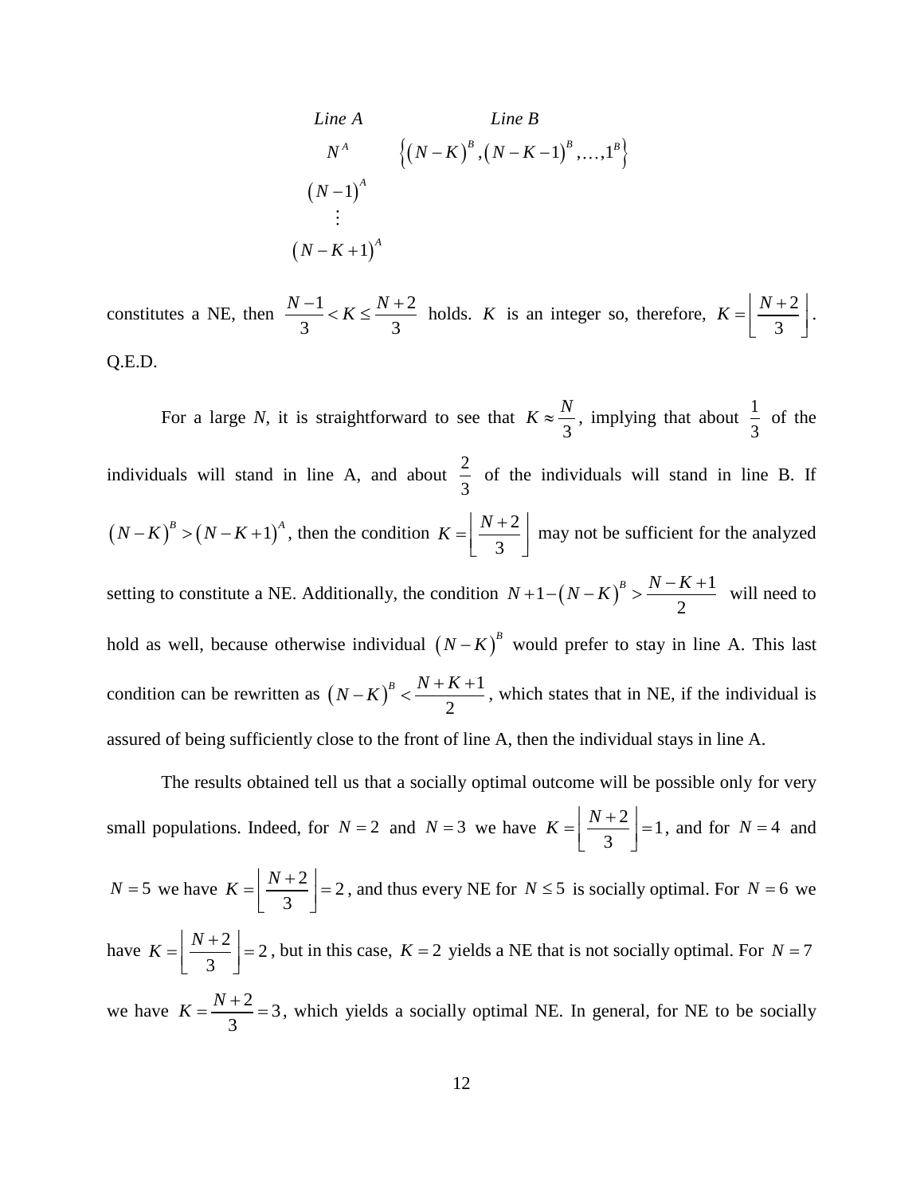| Line A | Line B |
| --- | --- |
| $N^A$ | $\left\{\left(N-K\right)^B, \left(N-K-1\right)^B, \ldots, 1^B\right\}$ |
| $\left(N-1\right)^A$ | |
| $\vdots$ | |
| $\left(N-K+1\right)^A$ | |

constitutes a NE, then $\frac{N-1}{3} < K \leq \frac{N+2}{3}$ holds. $K$ is an integer so, therefore, $K = \left\lfloor \frac{N+2}{3} \right\rfloor$. Q.E.D.

For a large *N*, it is straightforward to see that $K \approx \frac{N}{3}$, implying that about $\frac{1}{3}$ of the individuals will stand in line A, and about $\frac{2}{3}$ of the individuals will stand in line B. If $\left(N-K\right)^B > \left(N-K+1\right)^A$, then the condition $K = \left\lfloor \frac{N+2}{3} \right\rfloor$ may not be sufficient for the analyzed setting to constitute a NE. Additionally, the condition $N+1-\left(N-K\right)^B > \frac{N-K+1}{2}$ will need to hold as well, because otherwise individual $\left(N-K\right)^B$ would prefer to stay in line A. This last condition can be rewritten as $\left(N-K\right)^B < \frac{N+K+1}{2}$, which states that in NE, if the individual is assured of being sufficiently close to the front of line A, then the individual stays in line A.

The results obtained tell us that a socially optimal outcome will be possible only for very small populations. Indeed, for $N = 2$ and $N = 3$ we have $K = \left\lfloor \frac{N+2}{3} \right\rfloor = 1$, and for $N = 4$ and $N = 5$ we have $K = \left\lfloor \frac{N+2}{3} \right\rfloor = 2$, and thus every NE for $N \leq 5$ is socially optimal. For $N = 6$ we have $K = \left\lfloor \frac{N+2}{3} \right\rfloor = 2$, but in this case, $K = 2$ yields a NE that is not socially optimal. For $N = 7$ we have $K = \frac{N+2}{3} = 3$, which yields a socially optimal NE. In general, for NE to be socially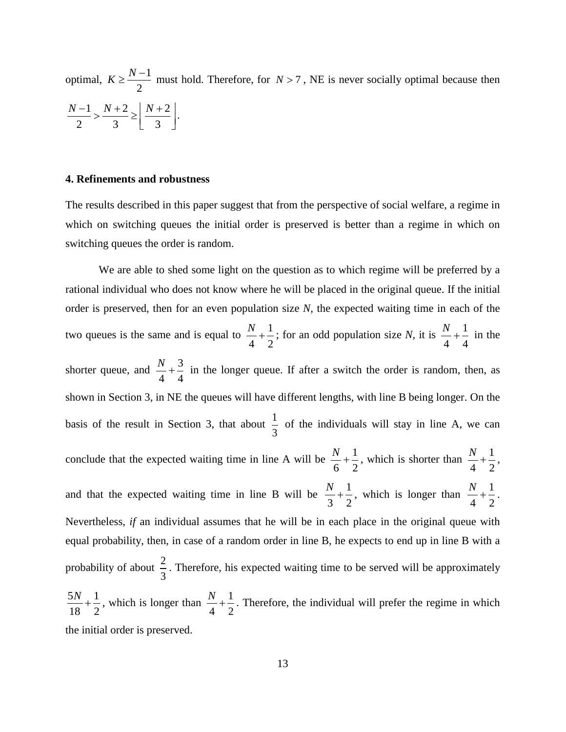optimal, $K \geq \frac{N-1}{2}$ must hold. Therefore, for $N > 7$, NE is never socially optimal because then $\frac{N-1}{2} > \frac{N+2}{3} \geq \left\lfloor \frac{N+2}{3} \right\rfloor$.

## 4. Refinements and robustness

The results described in this paper suggest that from the perspective of social welfare, a regime in which on switching queues the initial order is preserved is better than a regime in which on switching queues the order is random.

We are able to shed some light on the question as to which regime will be preferred by a rational individual who does not know where he will be placed in the original queue. If the initial order is preserved, then for an even population size *N*, the expected waiting time in each of the two queues is the same and is equal to $\frac{N}{4} + \frac{1}{2}$; for an odd population size *N*, it is $\frac{N}{4} + \frac{1}{4}$ in the shorter queue, and $\frac{N}{4} + \frac{3}{4}$ in the longer queue. If after a switch the order is random, then, as shown in Section 3, in NE the queues will have different lengths, with line B being longer. On the basis of the result in Section 3, that about $\frac{1}{3}$ of the individuals will stay in line A, we can conclude that the expected waiting time in line A will be $\frac{N}{6} + \frac{1}{2}$, which is shorter than $\frac{N}{4} + \frac{1}{2}$, and that the expected waiting time in line B will be $\frac{N}{3} + \frac{1}{2}$, which is longer than $\frac{N}{4} + \frac{1}{2}$. Nevertheless, *if* an individual assumes that he will be in each place in the original queue with equal probability, then, in case of a random order in line B, he expects to end up in line B with a probability of about $\frac{2}{3}$. Therefore, his expected waiting time to be served will be approximately $\frac{5N}{18} + \frac{1}{2}$, which is longer than $\frac{N}{4} + \frac{1}{2}$. Therefore, the individual will prefer the regime in which the initial order is preserved.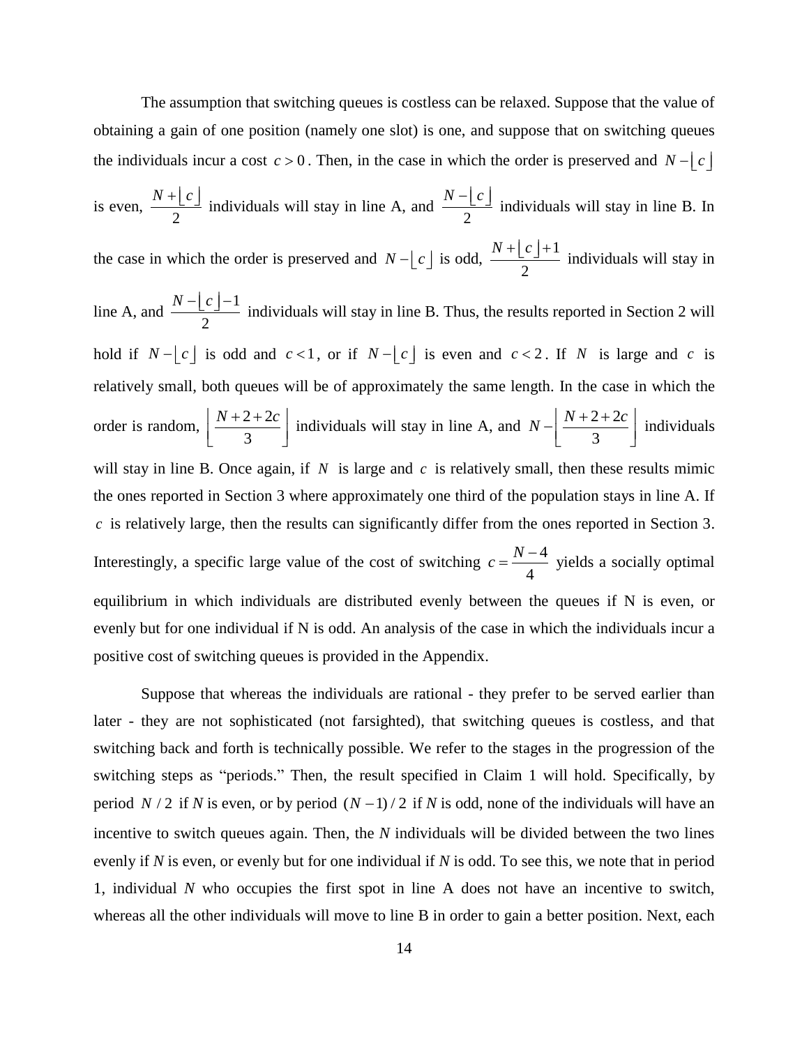The assumption that switching queues is costless can be relaxed. Suppose that the value of obtaining a gain of one position (namely one slot) is one, and suppose that on switching queues the individuals incur a cost $c > 0$. Then, in the case in which the order is preserved and $N - \lfloor c \rfloor$ is even, $\frac{N + \lfloor c \rfloor}{2}$ individuals will stay in line A, and $\frac{N - \lfloor c \rfloor}{2}$ individuals will stay in line B. In the case in which the order is preserved and $N - \lfloor c \rfloor$ is odd, $\frac{N + \lfloor c \rfloor + 1}{2}$ individuals will stay in line A, and $\frac{N - \lfloor c \rfloor - 1}{2}$ individuals will stay in line B. Thus, the results reported in Section 2 will hold if $N - \lfloor c \rfloor$ is odd and $c < 1$, or if $N - \lfloor c \rfloor$ is even and $c < 2$. If $N$ is large and $c$ is relatively small, both queues will be of approximately the same length. In the case in which the order is random, $\left\lfloor \frac{N + 2 + 2c}{3} \right\rfloor$ individuals will stay in line A, and $N - \left\lfloor \frac{N + 2 + 2c}{3} \right\rfloor$ individuals will stay in line B. Once again, if $N$ is large and $c$ is relatively small, then these results mimic the ones reported in Section 3 where approximately one third of the population stays in line A. If $c$ is relatively large, then the results can significantly differ from the ones reported in Section 3. Interestingly, a specific large value of the cost of switching $c = \frac{N - 4}{4}$ yields a socially optimal equilibrium in which individuals are distributed evenly between the queues if N is even, or evenly but for one individual if N is odd. An analysis of the case in which the individuals incur a positive cost of switching queues is provided in the Appendix.

Suppose that whereas the individuals are rational - they prefer to be served earlier than later - they are not sophisticated (not farsighted), that switching queues is costless, and that switching back and forth is technically possible. We refer to the stages in the progression of the switching steps as "periods." Then, the result specified in Claim 1 will hold. Specifically, by period $N / 2$ if *N* is even, or by period $(N - 1) / 2$ if *N* is odd, none of the individuals will have an incentive to switch queues again. Then, the *N* individuals will be divided between the two lines evenly if *N* is even, or evenly but for one individual if *N* is odd. To see this, we note that in period 1, individual *N* who occupies the first spot in line A does not have an incentive to switch, whereas all the other individuals will move to line B in order to gain a better position. Next, each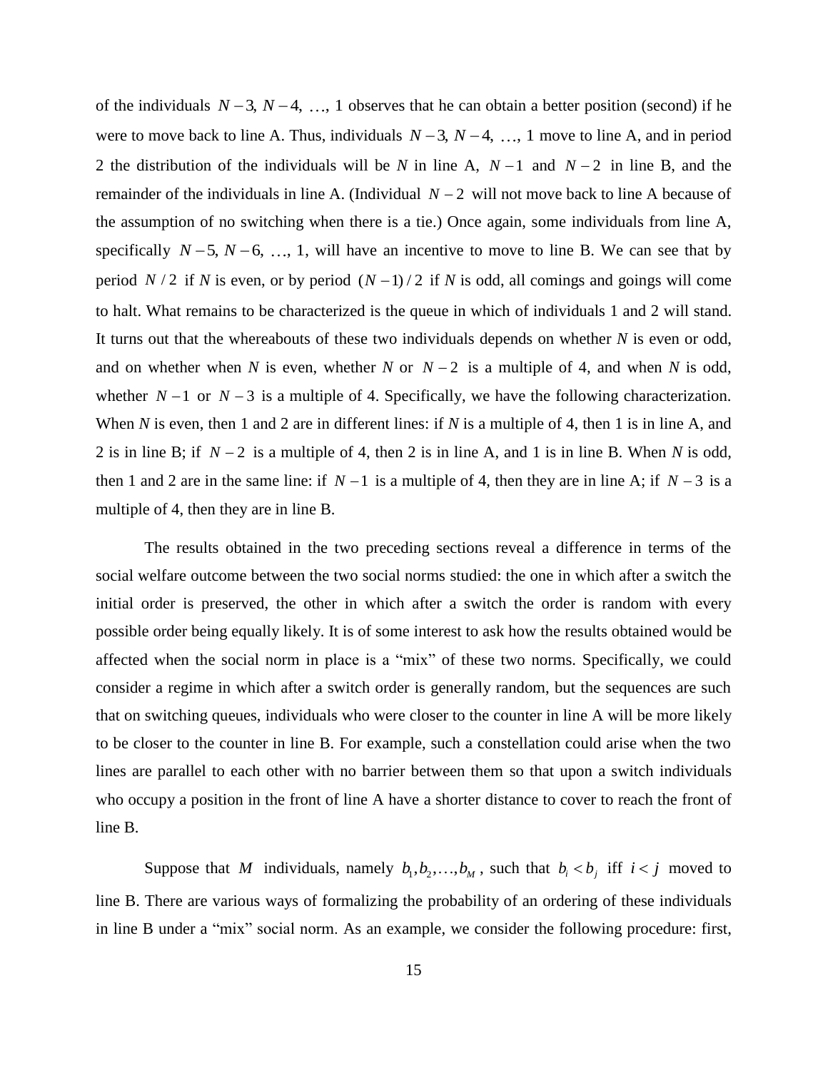of the individuals $N-3, N-4, \ldots, 1$ observes that he can obtain a better position (second) if he were to move back to line A. Thus, individuals $N-3, N-4, \ldots, 1$ move to line A, and in period 2 the distribution of the individuals will be *N* in line A, $N-1$ and $N-2$ in line B, and the remainder of the individuals in line A. (Individual $N-2$ will not move back to line A because of the assumption of no switching when there is a tie.) Once again, some individuals from line A, specifically $N-5, N-6, \ldots, 1$, will have an incentive to move to line B. We can see that by period $N/2$ if *N* is even, or by period $(N-1)/2$ if *N* is odd, all comings and goings will come to halt. What remains to be characterized is the queue in which of individuals 1 and 2 will stand. It turns out that the whereabouts of these two individuals depends on whether *N* is even or odd, and on whether when *N* is even, whether *N* or $N-2$ is a multiple of 4, and when *N* is odd, whether $N-1$ or $N-3$ is a multiple of 4. Specifically, we have the following characterization. When *N* is even, then 1 and 2 are in different lines: if *N* is a multiple of 4, then 1 is in line A, and 2 is in line B; if $N-2$ is a multiple of 4, then 2 is in line A, and 1 is in line B. When *N* is odd, then 1 and 2 are in the same line: if $N-1$ is a multiple of 4, then they are in line A; if $N-3$ is a multiple of 4, then they are in line B.

The results obtained in the two preceding sections reveal a difference in terms of the social welfare outcome between the two social norms studied: the one in which after a switch the initial order is preserved, the other in which after a switch the order is random with every possible order being equally likely. It is of some interest to ask how the results obtained would be affected when the social norm in place is a "mix" of these two norms. Specifically, we could consider a regime in which after a switch order is generally random, but the sequences are such that on switching queues, individuals who were closer to the counter in line A will be more likely to be closer to the counter in line B. For example, such a constellation could arise when the two lines are parallel to each other with no barrier between them so that upon a switch individuals who occupy a position in the front of line A have a shorter distance to cover to reach the front of line B.

Suppose that $M$ individuals, namely $b_1, b_2, \ldots, b_M$, such that $b_i < b_j$ iff $i < j$ moved to line B. There are various ways of formalizing the probability of an ordering of these individuals in line B under a "mix" social norm. As an example, we consider the following procedure: first,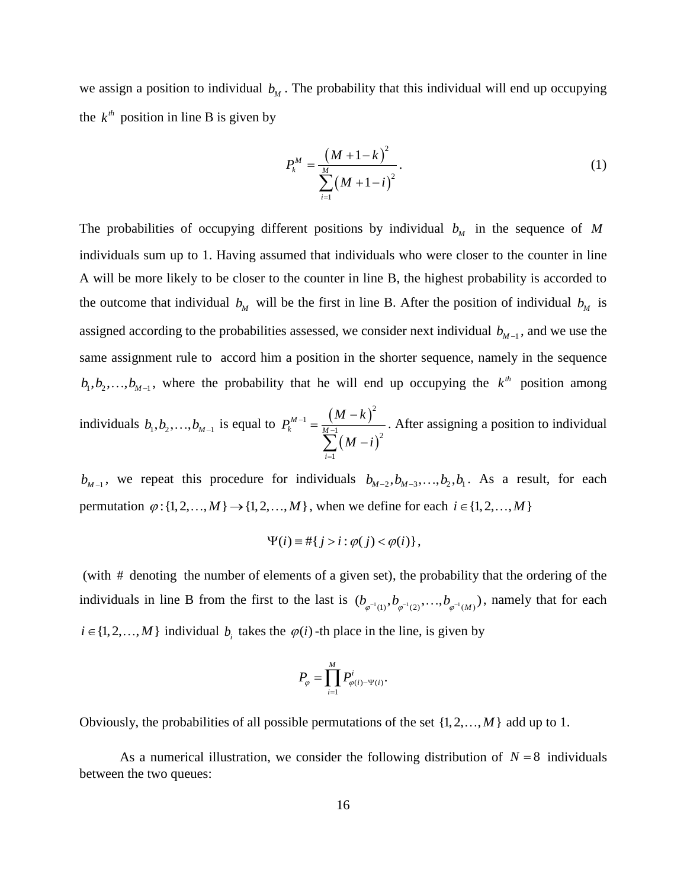we assign a position to individual $b_M$. The probability that this individual will end up occupying the $k^{th}$ position in line B is given by

$$P_k^M = \frac{\left(M+1-k\right)^2}{\sum_{i=1}^{M}\left(M+1-i\right)^2}. \tag{1}$$

The probabilities of occupying different positions by individual $b_M$ in the sequence of $M$ individuals sum up to 1. Having assumed that individuals who were closer to the counter in line A will be more likely to be closer to the counter in line B, the highest probability is accorded to the outcome that individual $b_M$ will be the first in line B. After the position of individual $b_M$ is assigned according to the probabilities assessed, we consider next individual $b_{M-1}$, and we use the same assignment rule to accord him a position in the shorter sequence, namely in the sequence $b_1, b_2, \ldots, b_{M-1}$, where the probability that he will end up occupying the $k^{th}$ position among individuals $b_1, b_2, \ldots, b_{M-1}$ is equal to $P_k^{M-1} = \frac{\left(M-k\right)^2}{\sum_{i=1}^{M-1}\left(M-i\right)^2}$. After assigning a position to individual $b_{M-1}$, we repeat this procedure for individuals $b_{M-2}, b_{M-3}, \ldots, b_2, b_1$. As a result, for each permutation $\varphi : \{1, 2, \ldots, M\} \to \{1, 2, \ldots, M\}$, when we define for each $i \in \{1, 2, \ldots, M\}$

$$\Psi(i) \equiv \#\{ j > i : \varphi(j) < \varphi(i)\},$$

(with $\#$ denoting the number of elements of a given set), the probability that the ordering of the individuals in line B from the first to the last is $(b_{\varphi^{-1}(1)}, b_{\varphi^{-1}(2)}, \ldots, b_{\varphi^{-1}(M)})$, namely that for each $i \in \{1, 2, \ldots, M\}$ individual $b_i$ takes the $\varphi(i)$-th place in the line, is given by

$$P_\varphi = \prod_{i=1}^{M} P^i_{\varphi(i)-\Psi(i)}.$$

Obviously, the probabilities of all possible permutations of the set $\{1, 2, \ldots, M\}$ add up to 1.

As a numerical illustration, we consider the following distribution of $N = 8$ individuals between the two queues: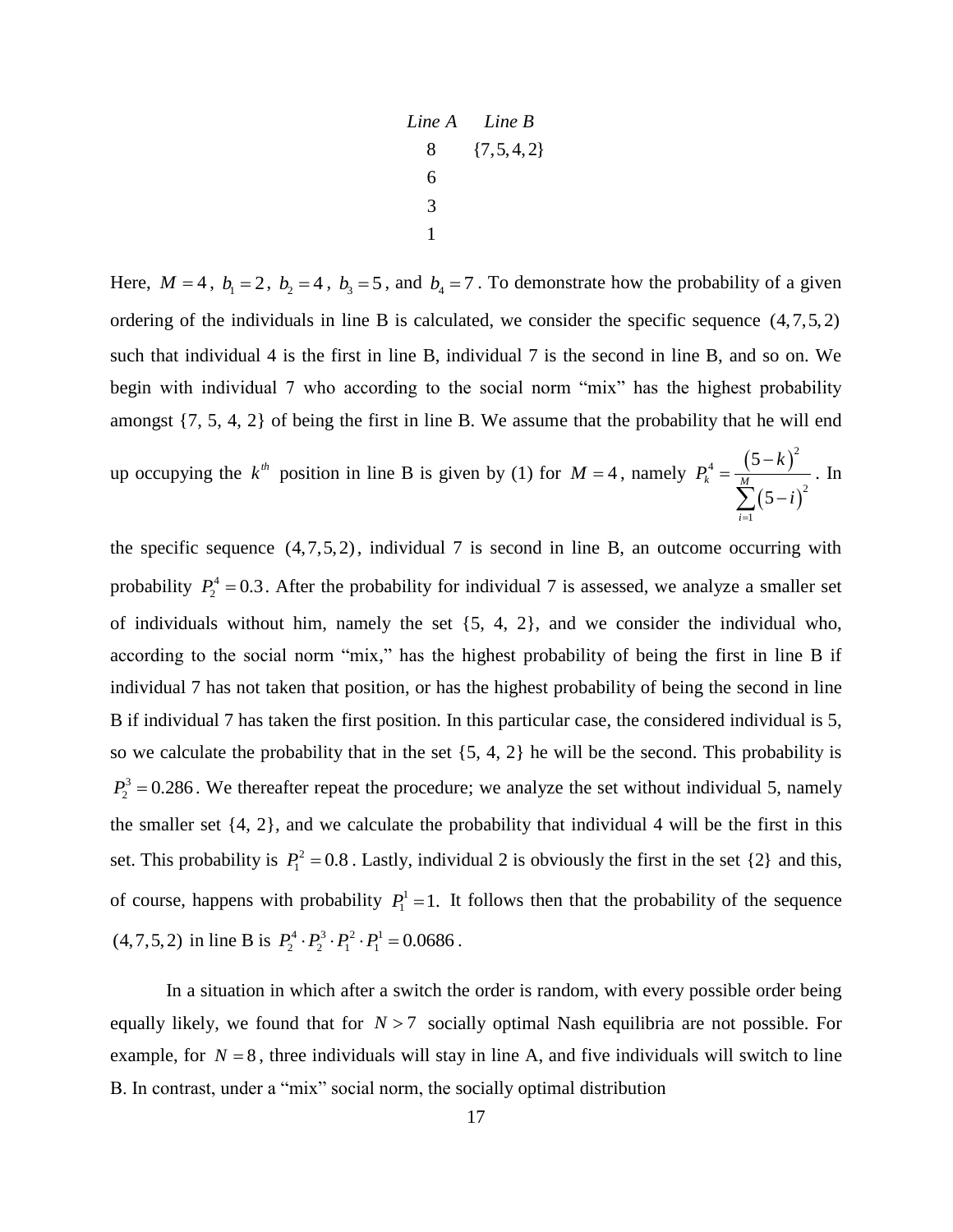| *Line A* | *Line B* |
|---|---|
| 8 | {7, 5, 4, 2} |
| 6 | |
| 3 | |
| 1 | |

Here, $M = 4$, $b_1 = 2$, $b_2 = 4$, $b_3 = 5$, and $b_4 = 7$. To demonstrate how the probability of a given ordering of the individuals in line B is calculated, we consider the specific sequence $(4,7,5,2)$ such that individual 4 is the first in line B, individual 7 is the second in line B, and so on. We begin with individual 7 who according to the social norm "mix" has the highest probability amongst {7, 5, 4, 2} of being the first in line B. We assume that the probability that he will end up occupying the $k^{th}$ position in line B is given by (1) for $M = 4$, namely $P_k^4 = \frac{(5-k)^2}{\sum_{i=1}^{M}(5-i)^2}$. In the specific sequence $(4,7,5,2)$, individual 7 is second in line B, an outcome occurring with probability $P_2^4 = 0.3$. After the probability for individual 7 is assessed, we analyze a smaller set of individuals without him, namely the set {5, 4, 2}, and we consider the individual who, according to the social norm "mix," has the highest probability of being the first in line B if individual 7 has not taken that position, or has the highest probability of being the second in line B if individual 7 has taken the first position. In this particular case, the considered individual is 5, so we calculate the probability that in the set {5, 4, 2} he will be the second. This probability is $P_2^3 = 0.286$. We thereafter repeat the procedure; we analyze the set without individual 5, namely the smaller set {4, 2}, and we calculate the probability that individual 4 will be the first in this set. This probability is $P_1^2 = 0.8$. Lastly, individual 2 is obviously the first in the set {2} and this, of course, happens with probability $P_1^1 = 1$. It follows then that the probability of the sequence $(4,7,5,2)$ in line B is $P_2^4 \cdot P_2^3 \cdot P_1^2 \cdot P_1^1 = 0.0686$.

In a situation in which after a switch the order is random, with every possible order being equally likely, we found that for $N > 7$ socially optimal Nash equilibria are not possible. For example, for $N = 8$, three individuals will stay in line A, and five individuals will switch to line B. In contrast, under a "mix" social norm, the socially optimal distribution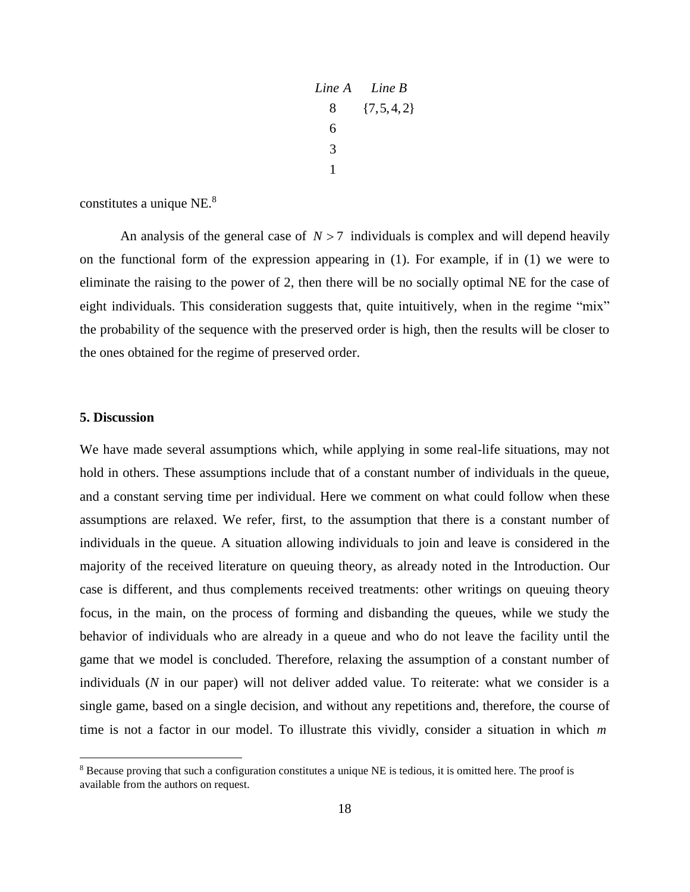| *Line A* | *Line B* |
|---|---|
| 8 | $\{7, 5, 4, 2\}$ |
| 6 | |
| 3 | |
| 1 | |

constitutes a unique NE.[8]

An analysis of the general case of $N > 7$ individuals is complex and will depend heavily on the functional form of the expression appearing in (1). For example, if in (1) we were to eliminate the raising to the power of 2, then there will be no socially optimal NE for the case of eight individuals. This consideration suggests that, quite intuitively, when in the regime "mix" the probability of the sequence with the preserved order is high, then the results will be closer to the ones obtained for the regime of preserved order.

## 5. Discussion

We have made several assumptions which, while applying in some real-life situations, may not hold in others. These assumptions include that of a constant number of individuals in the queue, and a constant serving time per individual. Here we comment on what could follow when these assumptions are relaxed. We refer, first, to the assumption that there is a constant number of individuals in the queue. A situation allowing individuals to join and leave is considered in the majority of the received literature on queuing theory, as already noted in the Introduction. Our case is different, and thus complements received treatments: other writings on queuing theory focus, in the main, on the process of forming and disbanding the queues, while we study the behavior of individuals who are already in a queue and who do not leave the facility until the game that we model is concluded. Therefore, relaxing the assumption of a constant number of individuals (*N* in our paper) will not deliver added value. To reiterate: what we consider is a single game, based on a single decision, and without any repetitions and, therefore, the course of time is not a factor in our model. To illustrate this vividly, consider a situation in which $m$

[8] Because proving that such a configuration constitutes a unique NE is tedious, it is omitted here. The proof is available from the authors on request.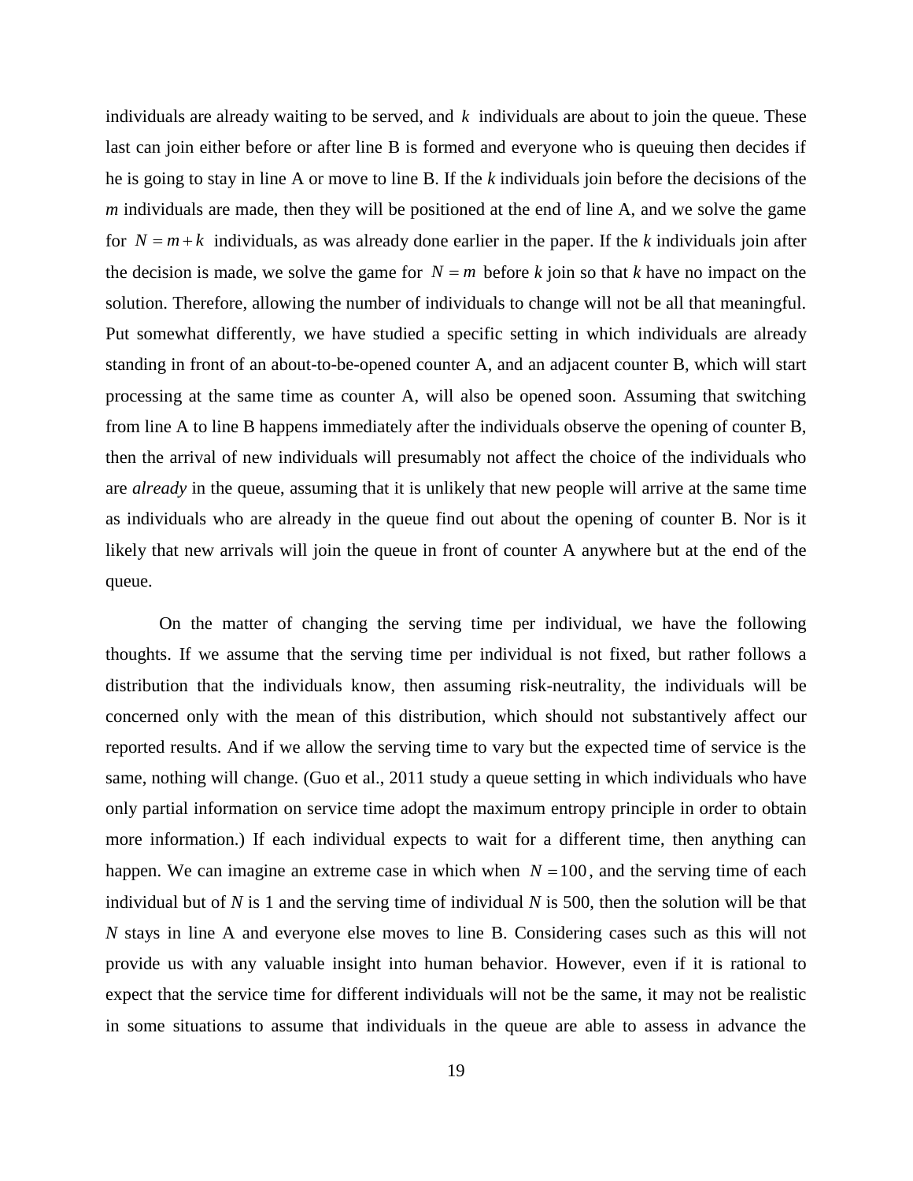individuals are already waiting to be served, and $k$ individuals are about to join the queue. These last can join either before or after line B is formed and everyone who is queuing then decides if he is going to stay in line A or move to line B. If the $k$ individuals join before the decisions of the $m$ individuals are made, then they will be positioned at the end of line A, and we solve the game for $N = m + k$ individuals, as was already done earlier in the paper. If the $k$ individuals join after the decision is made, we solve the game for $N = m$ before $k$ join so that $k$ have no impact on the solution. Therefore, allowing the number of individuals to change will not be all that meaningful. Put somewhat differently, we have studied a specific setting in which individuals are already standing in front of an about-to-be-opened counter A, and an adjacent counter B, which will start processing at the same time as counter A, will also be opened soon. Assuming that switching from line A to line B happens immediately after the individuals observe the opening of counter B, then the arrival of new individuals will presumably not affect the choice of the individuals who are *already* in the queue, assuming that it is unlikely that new people will arrive at the same time as individuals who are already in the queue find out about the opening of counter B. Nor is it likely that new arrivals will join the queue in front of counter A anywhere but at the end of the queue.

On the matter of changing the serving time per individual, we have the following thoughts. If we assume that the serving time per individual is not fixed, but rather follows a distribution that the individuals know, then assuming risk-neutrality, the individuals will be concerned only with the mean of this distribution, which should not substantively affect our reported results. And if we allow the serving time to vary but the expected time of service is the same, nothing will change. (Guo et al., 2011 study a queue setting in which individuals who have only partial information on service time adopt the maximum entropy principle in order to obtain more information.) If each individual expects to wait for a different time, then anything can happen. We can imagine an extreme case in which when $N = 100$, and the serving time of each individual but of $N$ is 1 and the serving time of individual $N$ is 500, then the solution will be that $N$ stays in line A and everyone else moves to line B. Considering cases such as this will not provide us with any valuable insight into human behavior. However, even if it is rational to expect that the service time for different individuals will not be the same, it may not be realistic in some situations to assume that individuals in the queue are able to assess in advance the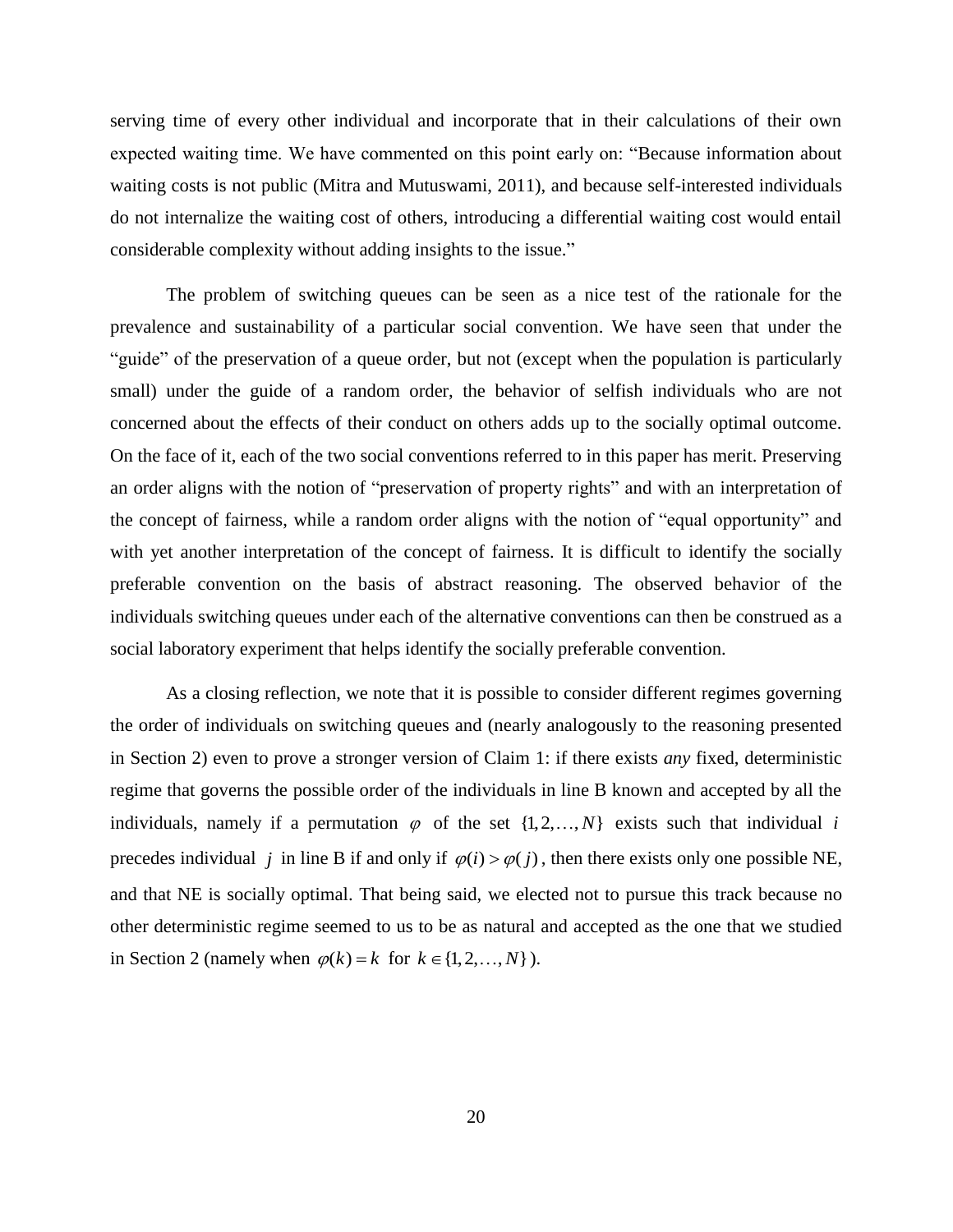serving time of every other individual and incorporate that in their calculations of their own expected waiting time. We have commented on this point early on: "Because information about waiting costs is not public (Mitra and Mutuswami, 2011), and because self-interested individuals do not internalize the waiting cost of others, introducing a differential waiting cost would entail considerable complexity without adding insights to the issue."

The problem of switching queues can be seen as a nice test of the rationale for the prevalence and sustainability of a particular social convention. We have seen that under the "guide" of the preservation of a queue order, but not (except when the population is particularly small) under the guide of a random order, the behavior of selfish individuals who are not concerned about the effects of their conduct on others adds up to the socially optimal outcome. On the face of it, each of the two social conventions referred to in this paper has merit. Preserving an order aligns with the notion of "preservation of property rights" and with an interpretation of the concept of fairness, while a random order aligns with the notion of "equal opportunity" and with yet another interpretation of the concept of fairness. It is difficult to identify the socially preferable convention on the basis of abstract reasoning. The observed behavior of the individuals switching queues under each of the alternative conventions can then be construed as a social laboratory experiment that helps identify the socially preferable convention.

As a closing reflection, we note that it is possible to consider different regimes governing the order of individuals on switching queues and (nearly analogously to the reasoning presented in Section 2) even to prove a stronger version of Claim 1: if there exists *any* fixed, deterministic regime that governs the possible order of the individuals in line B known and accepted by all the individuals, namely if a permutation $\varphi$ of the set $\{1,2,\ldots,N\}$ exists such that individual $i$ precedes individual $j$ in line B if and only if $\varphi(i) > \varphi(j)$, then there exists only one possible NE, and that NE is socially optimal. That being said, we elected not to pursue this track because no other deterministic regime seemed to us to be as natural and accepted as the one that we studied in Section 2 (namely when $\varphi(k) = k$ for $k \in \{1,2,\ldots,N\}$).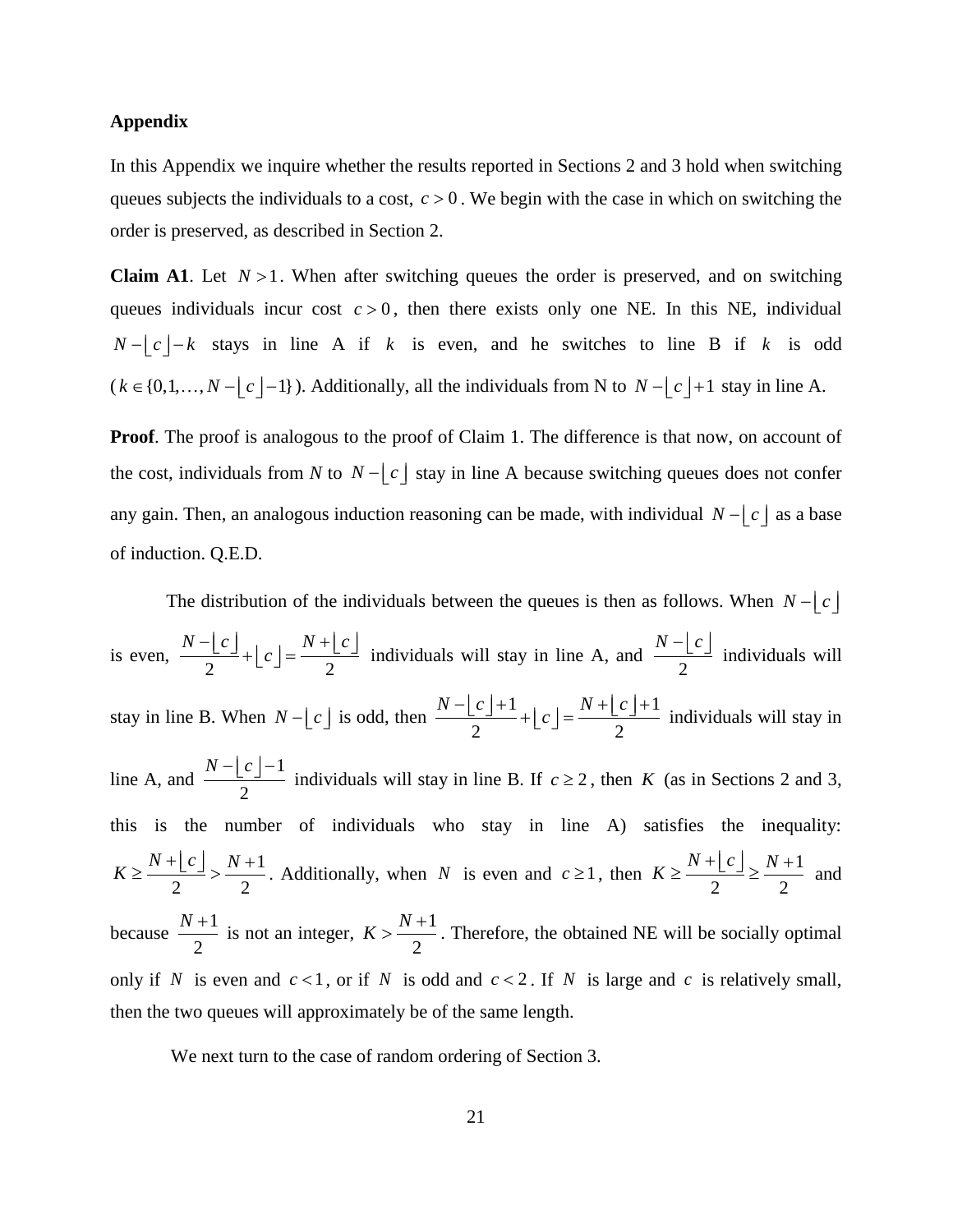**Appendix**

In this Appendix we inquire whether the results reported in Sections 2 and 3 hold when switching queues subjects the individuals to a cost, $c > 0$. We begin with the case in which on switching the order is preserved, as described in Section 2.

**Claim A1**. Let $N > 1$. When after switching queues the order is preserved, and on switching queues individuals incur cost $c > 0$, then there exists only one NE. In this NE, individual $N - \lfloor c \rfloor - k$ stays in line A if $k$ is even, and he switches to line B if $k$ is odd ($k \in \{0,1,\ldots, N - \lfloor c \rfloor - 1\}$). Additionally, all the individuals from N to $N - \lfloor c \rfloor + 1$ stay in line A.

**Proof**. The proof is analogous to the proof of Claim 1. The difference is that now, on account of the cost, individuals from *N* to $N - \lfloor c \rfloor$ stay in line A because switching queues does not confer any gain. Then, an analogous induction reasoning can be made, with individual $N - \lfloor c \rfloor$ as a base of induction. Q.E.D.

The distribution of the individuals between the queues is then as follows. When $N - \lfloor c \rfloor$ is even, $\frac{N - \lfloor c \rfloor}{2} + \lfloor c \rfloor = \frac{N + \lfloor c \rfloor}{2}$ individuals will stay in line A, and $\frac{N - \lfloor c \rfloor}{2}$ individuals will stay in line B. When $N - \lfloor c \rfloor$ is odd, then $\frac{N - \lfloor c \rfloor + 1}{2} + \lfloor c \rfloor = \frac{N + \lfloor c \rfloor + 1}{2}$ individuals will stay in line A, and $\frac{N - \lfloor c \rfloor - 1}{2}$ individuals will stay in line B. If $c \geq 2$, then $K$ (as in Sections 2 and 3, this is the number of individuals who stay in line A) satisfies the inequality: $K \geq \frac{N + \lfloor c \rfloor}{2} > \frac{N+1}{2}$. Additionally, when $N$ is even and $c \geq 1$, then $K \geq \frac{N + \lfloor c \rfloor}{2} \geq \frac{N+1}{2}$ and because $\frac{N+1}{2}$ is not an integer, $K > \frac{N+1}{2}$. Therefore, the obtained NE will be socially optimal only if $N$ is even and $c < 1$, or if $N$ is odd and $c < 2$. If $N$ is large and $c$ is relatively small, then the two queues will approximately be of the same length.

We next turn to the case of random ordering of Section 3.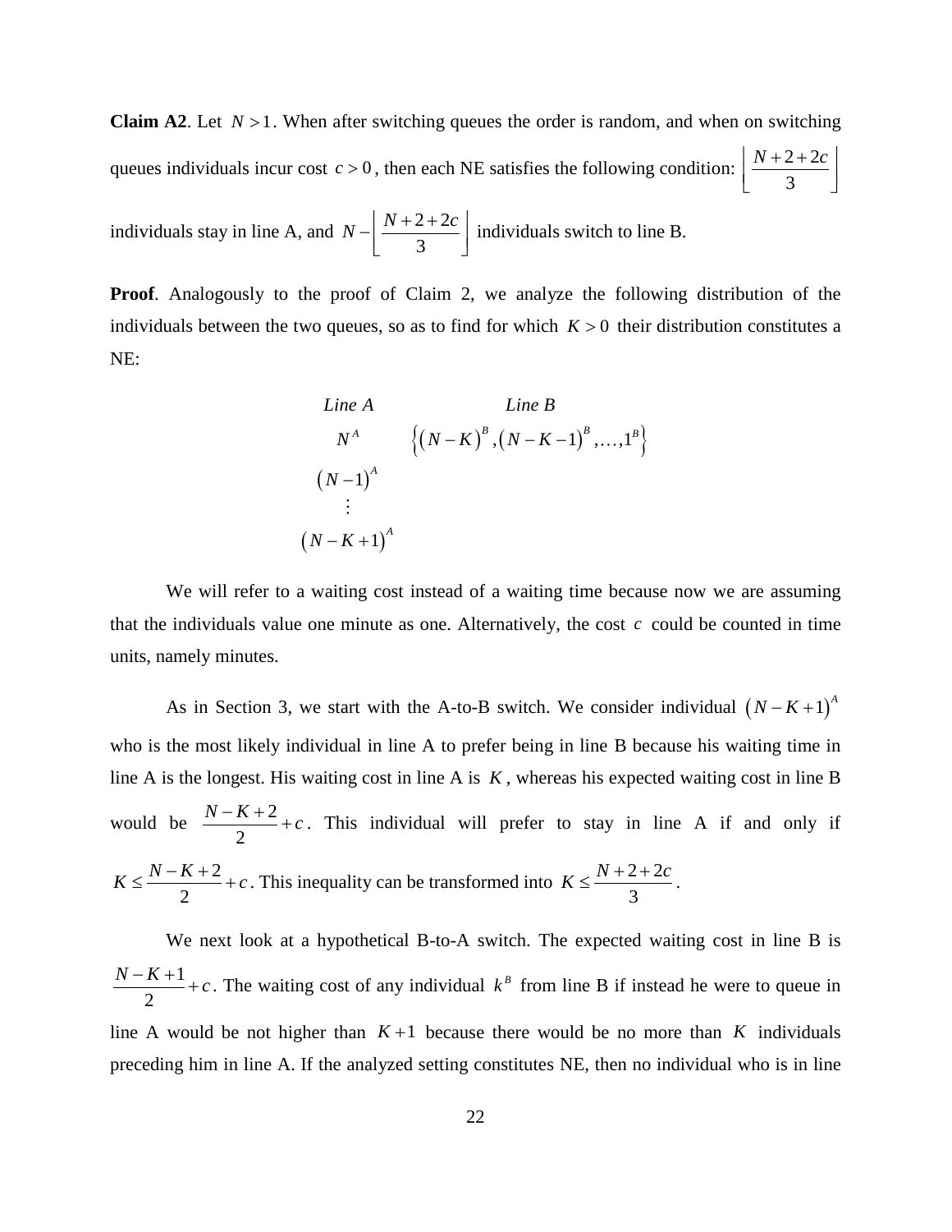**Claim A2**. Let $N > 1$. When after switching queues the order is random, and when on switching queues individuals incur cost $c > 0$, then each NE satisfies the following condition: $\left\lfloor \frac{N+2+2c}{3} \right\rfloor$ individuals stay in line A, and $N - \left\lfloor \frac{N+2+2c}{3} \right\rfloor$ individuals switch to line B.

**Proof**. Analogously to the proof of Claim 2, we analyze the following distribution of the individuals between the two queues, so as to find for which $K > 0$ their distribution constitutes a NE:

$$
\begin{array}{cc}
\textit{Line A} & \textit{Line B} \\
N^A & \left\{ (N-K)^B, (N-K-1)^B, \ldots, 1^B \right\} \\
(N-1)^A & \\
\vdots & \\
(N-K+1)^A &
\end{array}
$$

We will refer to a waiting cost instead of a waiting time because now we are assuming that the individuals value one minute as one. Alternatively, the cost $c$ could be counted in time units, namely minutes.

As in Section 3, we start with the A-to-B switch. We consider individual $(N-K+1)^A$ who is the most likely individual in line A to prefer being in line B because his waiting time in line A is the longest. His waiting cost in line A is $K$, whereas his expected waiting cost in line B would be $\frac{N-K+2}{2} + c$. This individual will prefer to stay in line A if and only if $K \leq \frac{N-K+2}{2} + c$. This inequality can be transformed into $K \leq \frac{N+2+2c}{3}$.

We next look at a hypothetical B-to-A switch. The expected waiting cost in line B is $\frac{N-K+1}{2} + c$. The waiting cost of any individual $k^B$ from line B if instead he were to queue in line A would be not higher than $K+1$ because there would be no more than $K$ individuals preceding him in line A. If the analyzed setting constitutes NE, then no individual who is in line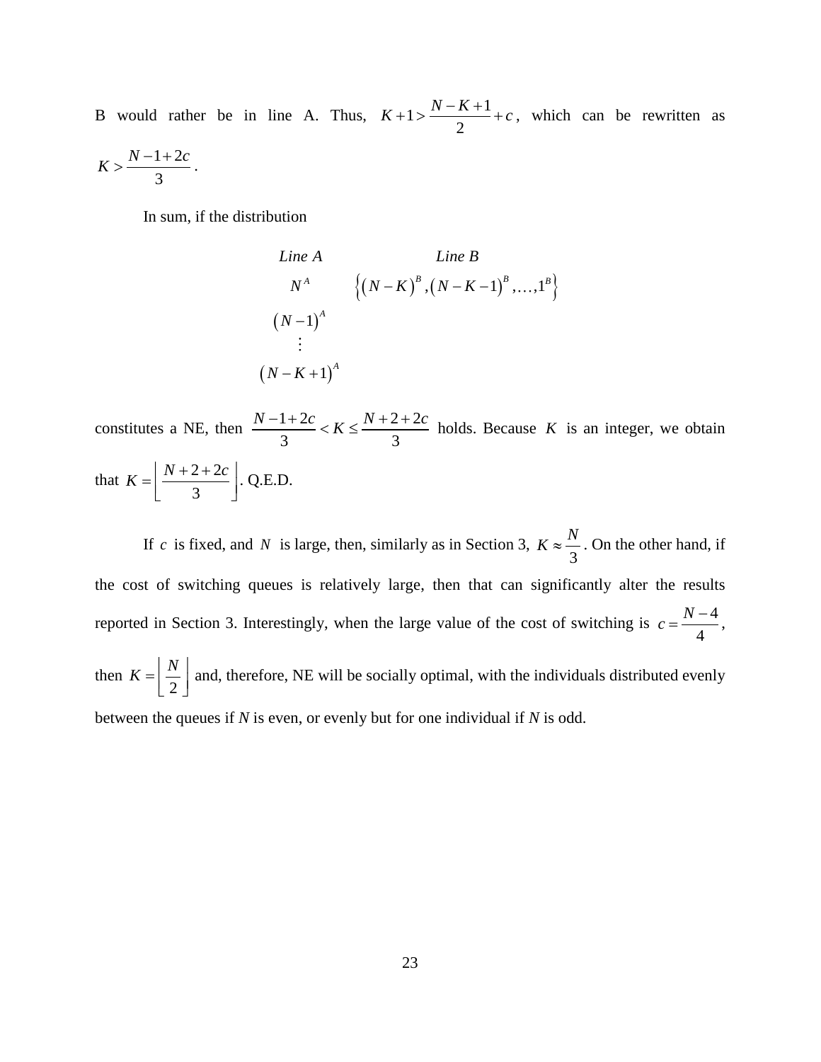B would rather be in line A. Thus, $K+1>\frac{N-K+1}{2}+c$, which can be rewritten as $K>\frac{N-1+2c}{3}$.

In sum, if the distribution

$$
\begin{array}{cc}
\textit{Line A} & \textit{Line B} \\
N^{A} & \left\{ \left(N-K\right)^{B}, \left(N-K-1\right)^{B}, \ldots, 1^{B} \right\} \\
\left(N-1\right)^{A} & \\
\vdots & \\
\left(N-K+1\right)^{A} &
\end{array}
$$

constitutes a NE, then $\frac{N-1+2c}{3}<K\leq\frac{N+2+2c}{3}$ holds. Because $K$ is an integer, we obtain that $K=\left\lfloor \frac{N+2+2c}{3} \right\rfloor$. Q.E.D.

If $c$ is fixed, and $N$ is large, then, similarly as in Section 3, $K\approx\frac{N}{3}$. On the other hand, if the cost of switching queues is relatively large, then that can significantly alter the results reported in Section 3. Interestingly, when the large value of the cost of switching is $c=\frac{N-4}{4}$, then $K=\left\lfloor \frac{N}{2} \right\rfloor$ and, therefore, NE will be socially optimal, with the individuals distributed evenly between the queues if *N* is even, or evenly but for one individual if *N* is odd.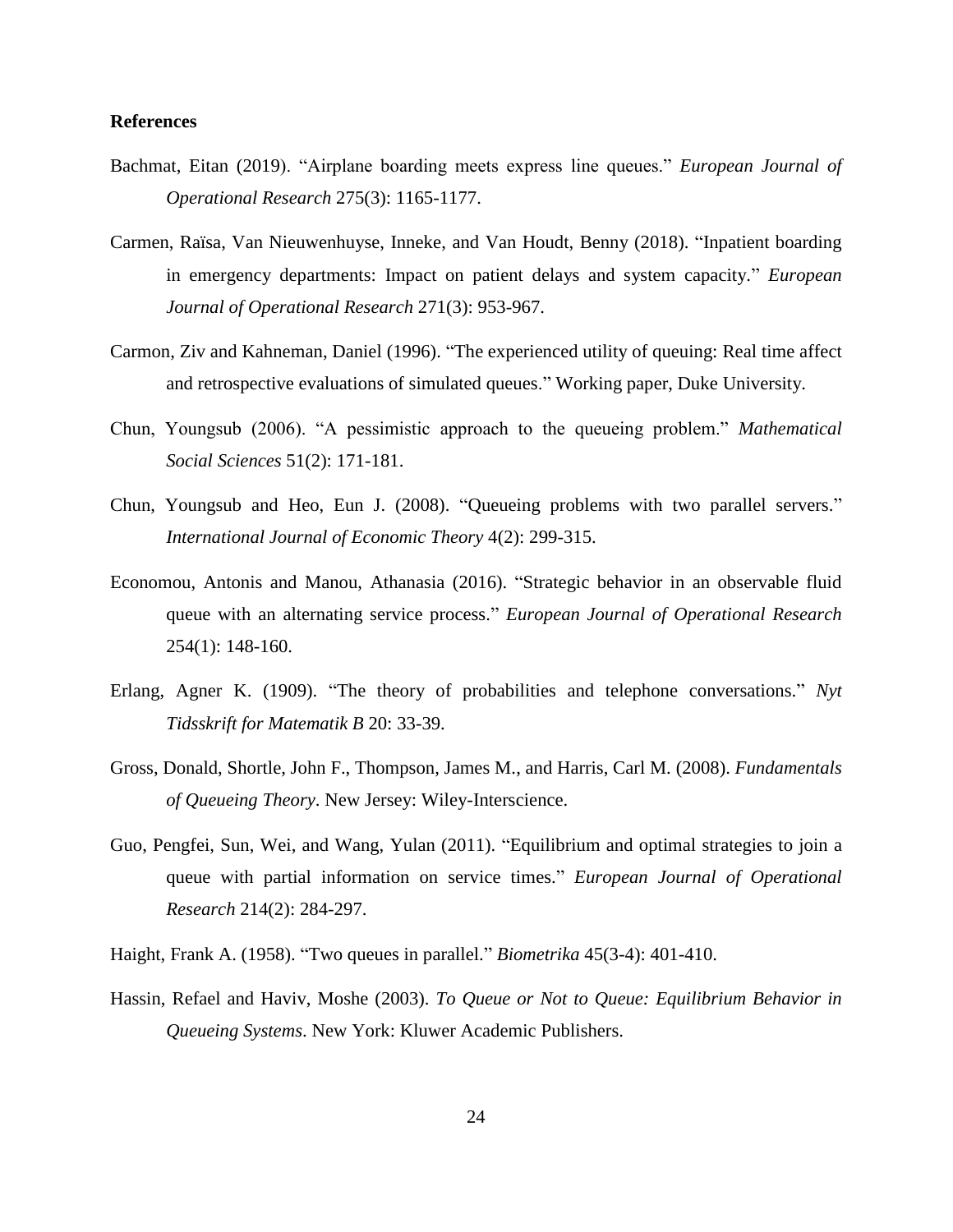## References

Bachmat, Eitan (2019). "Airplane boarding meets express line queues." *European Journal of Operational Research* 275(3): 1165-1177.

Carmen, Raïsa, Van Nieuwenhuyse, Inneke, and Van Houdt, Benny (2018). "Inpatient boarding in emergency departments: Impact on patient delays and system capacity." *European Journal of Operational Research* 271(3): 953-967.

Carmon, Ziv and Kahneman, Daniel (1996). "The experienced utility of queuing: Real time affect and retrospective evaluations of simulated queues." Working paper, Duke University.

Chun, Youngsub (2006). "A pessimistic approach to the queueing problem." *Mathematical Social Sciences* 51(2): 171-181.

Chun, Youngsub and Heo, Eun J. (2008). "Queueing problems with two parallel servers." *International Journal of Economic Theory* 4(2): 299-315.

Economou, Antonis and Manou, Athanasia (2016). "Strategic behavior in an observable fluid queue with an alternating service process." *European Journal of Operational Research* 254(1): 148-160.

Erlang, Agner K. (1909). "The theory of probabilities and telephone conversations." *Nyt Tidsskrift for Matematik B* 20: 33-39.

Gross, Donald, Shortle, John F., Thompson, James M., and Harris, Carl M. (2008). *Fundamentals of Queueing Theory*. New Jersey: Wiley-Interscience.

Guo, Pengfei, Sun, Wei, and Wang, Yulan (2011). "Equilibrium and optimal strategies to join a queue with partial information on service times." *European Journal of Operational Research* 214(2): 284-297.

Haight, Frank A. (1958). "Two queues in parallel." *Biometrika* 45(3-4): 401-410.

Hassin, Refael and Haviv, Moshe (2003). *To Queue or Not to Queue: Equilibrium Behavior in Queueing Systems*. New York: Kluwer Academic Publishers.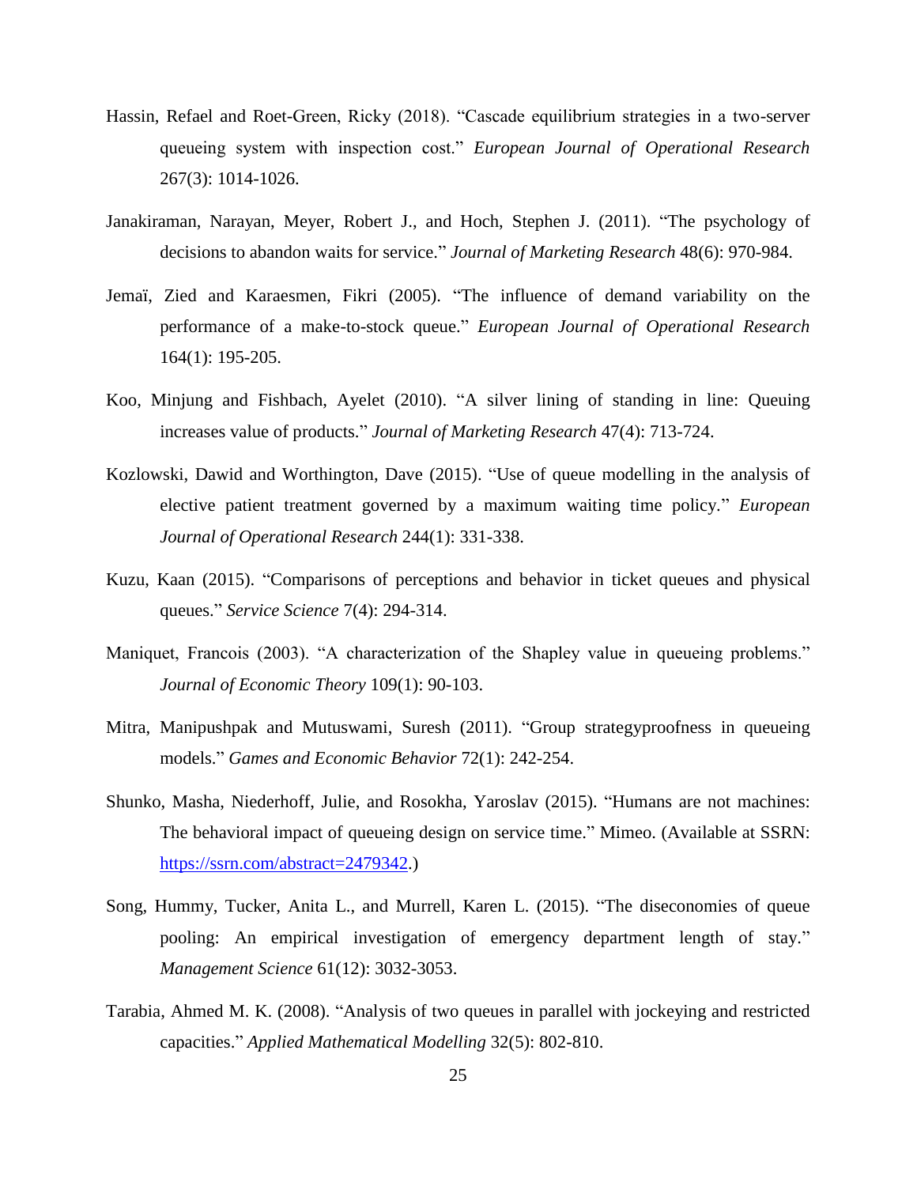Hassin, Refael and Roet-Green, Ricky (2018). "Cascade equilibrium strategies in a two-server queueing system with inspection cost." *European Journal of Operational Research* 267(3): 1014-1026.

Janakiraman, Narayan, Meyer, Robert J., and Hoch, Stephen J. (2011). "The psychology of decisions to abandon waits for service." *Journal of Marketing Research* 48(6): 970-984.

Jemaï, Zied and Karaesmen, Fikri (2005). "The influence of demand variability on the performance of a make-to-stock queue." *European Journal of Operational Research* 164(1): 195-205.

Koo, Minjung and Fishbach, Ayelet (2010). "A silver lining of standing in line: Queuing increases value of products." *Journal of Marketing Research* 47(4): 713-724.

Kozlowski, Dawid and Worthington, Dave (2015). "Use of queue modelling in the analysis of elective patient treatment governed by a maximum waiting time policy." *European Journal of Operational Research* 244(1): 331-338.

Kuzu, Kaan (2015). "Comparisons of perceptions and behavior in ticket queues and physical queues." *Service Science* 7(4): 294-314.

Maniquet, Francois (2003). "A characterization of the Shapley value in queueing problems." *Journal of Economic Theory* 109(1): 90-103.

Mitra, Manipushpak and Mutuswami, Suresh (2011). "Group strategyproofness in queueing models." *Games and Economic Behavior* 72(1): 242-254.

Shunko, Masha, Niederhoff, Julie, and Rosokha, Yaroslav (2015). "Humans are not machines: The behavioral impact of queueing design on service time." Mimeo. (Available at SSRN: https://ssrn.com/abstract=2479342.)

Song, Hummy, Tucker, Anita L., and Murrell, Karen L. (2015). "The diseconomies of queue pooling: An empirical investigation of emergency department length of stay." *Management Science* 61(12): 3032-3053.

Tarabia, Ahmed M. K. (2008). "Analysis of two queues in parallel with jockeying and restricted capacities." *Applied Mathematical Modelling* 32(5): 802-810.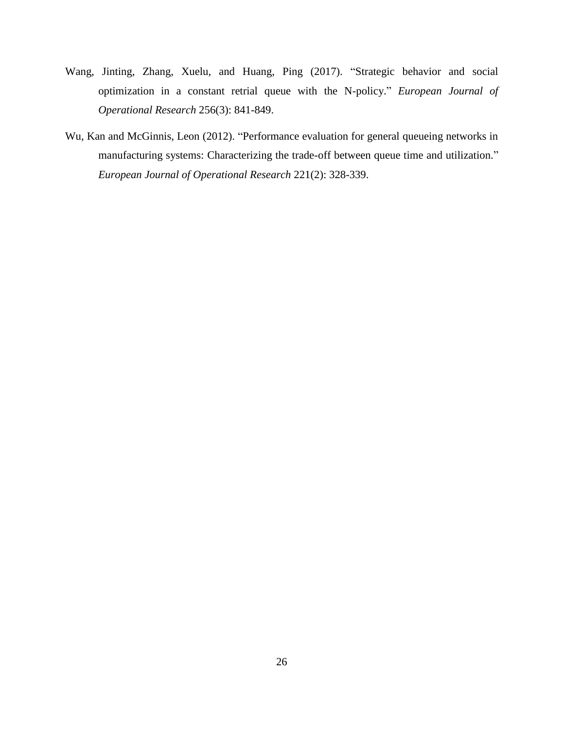Wang, Jinting, Zhang, Xuelu, and Huang, Ping (2017). "Strategic behavior and social optimization in a constant retrial queue with the N-policy." *European Journal of Operational Research* 256(3): 841-849.

Wu, Kan and McGinnis, Leon (2012). "Performance evaluation for general queueing networks in manufacturing systems: Characterizing the trade-off between queue time and utilization." *European Journal of Operational Research* 221(2): 328-339.